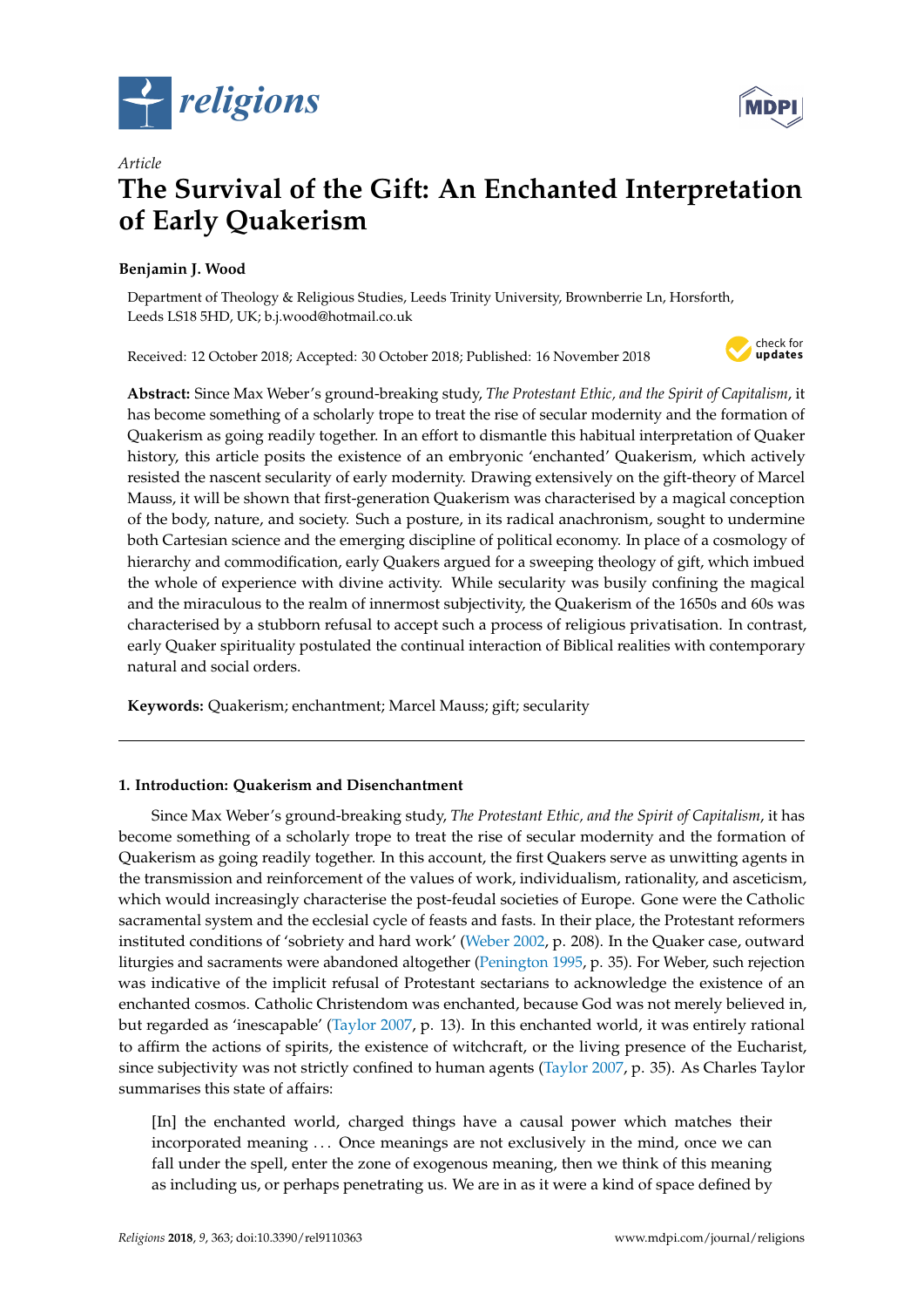*Article*

# The Survival of the Gift: An Enchanted Interpretation of Early Quakerism

**Benjamin J. Wood**

Department of Theology & Religious Studies, Leeds Trinity University, Brownberrie Ln, Horsforth, Leeds LS18 5HD, UK; b.j.wood@hotmail.co.uk

Received: 12 October 2018; Accepted: 30 October 2018; Published: 16 November 2018

**Abstract:** Since Max Weber's ground-breaking study, *The Protestant Ethic, and the Spirit of Capitalism*, it has become something of a scholarly trope to treat the rise of secular modernity and the formation of Quakerism as going readily together. In an effort to dismantle this habitual interpretation of Quaker history, this article posits the existence of an embryonic 'enchanted' Quakerism, which actively resisted the nascent secularity of early modernity. Drawing extensively on the gift-theory of Marcel Mauss, it will be shown that first-generation Quakerism was characterised by a magical conception of the body, nature, and society. Such a posture, in its radical anachronism, sought to undermine both Cartesian science and the emerging discipline of political economy. In place of a cosmology of hierarchy and commodification, early Quakers argued for a sweeping theology of gift, which imbued the whole of experience with divine activity. While secularity was busily confining the magical and the miraculous to the realm of innermost subjectivity, the Quakerism of the 1650s and 60s was characterised by a stubborn refusal to accept such a process of religious privatisation. In contrast, early Quaker spirituality postulated the continual interaction of Biblical realities with contemporary natural and social orders.

**Keywords:** Quakerism; enchantment; Marcel Mauss; gift; secularity

## 1. Introduction: Quakerism and Disenchantment

Since Max Weber's ground-breaking study, *The Protestant Ethic, and the Spirit of Capitalism*, it has become something of a scholarly trope to treat the rise of secular modernity and the formation of Quakerism as going readily together. In this account, the first Quakers serve as unwitting agents in the transmission and reinforcement of the values of work, individualism, rationality, and asceticism, which would increasingly characterise the post-feudal societies of Europe. Gone were the Catholic sacramental system and the ecclesial cycle of feasts and fasts. In their place, the Protestant reformers instituted conditions of 'sobriety and hard work' (Weber 2002, p. 208). In the Quaker case, outward liturgies and sacraments were abandoned altogether (Penington 1995, p. 35). For Weber, such rejection was indicative of the implicit refusal of Protestant sectarians to acknowledge the existence of an enchanted cosmos. Catholic Christendom was enchanted, because God was not merely believed in, but regarded as 'inescapable' (Taylor 2007, p. 13). In this enchanted world, it was entirely rational to affirm the actions of spirits, the existence of witchcraft, or the living presence of the Eucharist, since subjectivity was not strictly confined to human agents (Taylor 2007, p. 35). As Charles Taylor summarises this state of affairs:

> [In] the enchanted world, charged things have a causal power which matches their incorporated meaning ... Once meanings are not exclusively in the mind, once we can fall under the spell, enter the zone of exogenous meaning, then we think of this meaning as including us, or perhaps penetrating us. We are in as it were a kind of space defined by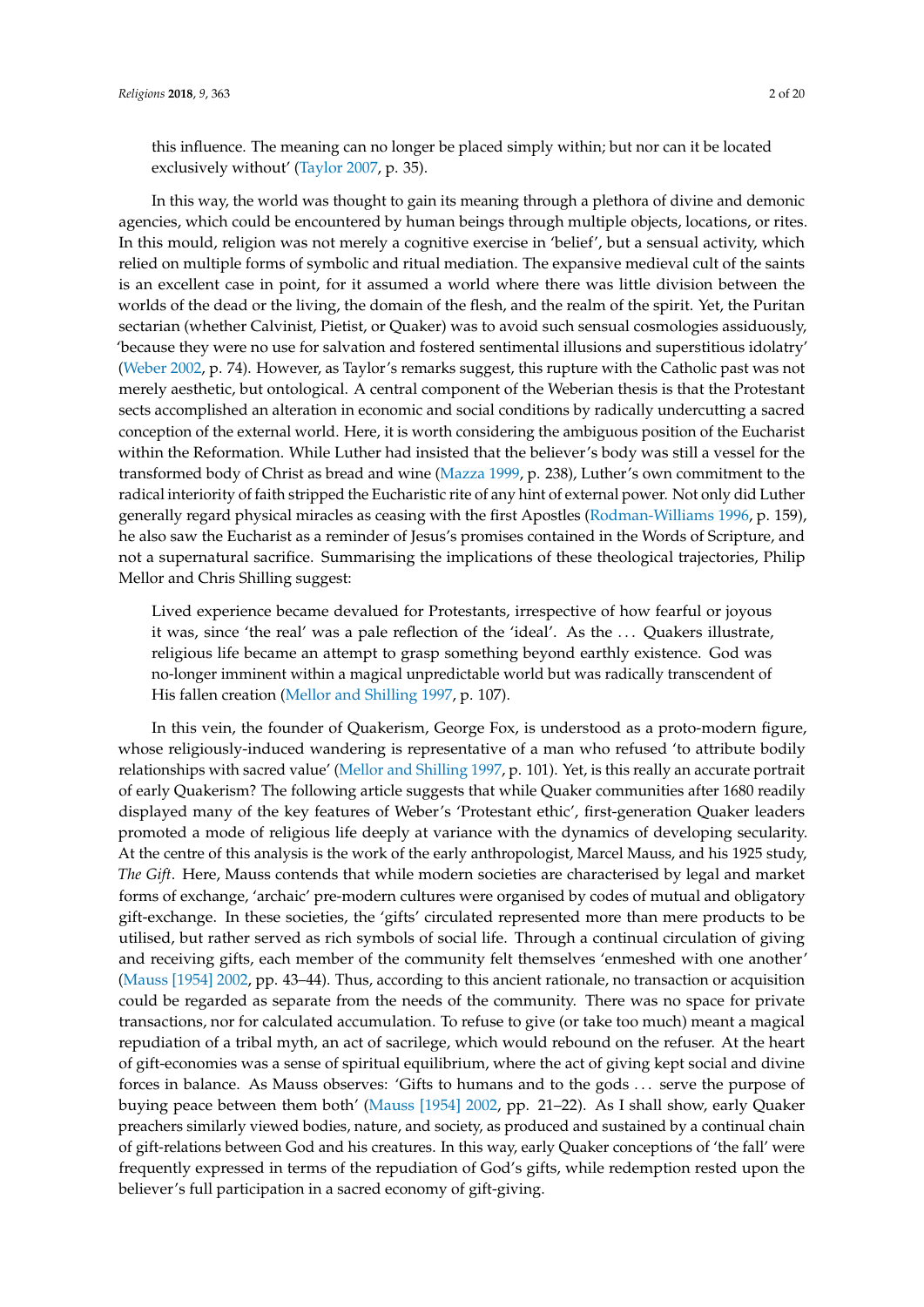this influence. The meaning can no longer be placed simply within; but nor can it be located exclusively without' (Taylor 2007, p. 35).

In this way, the world was thought to gain its meaning through a plethora of divine and demonic agencies, which could be encountered by human beings through multiple objects, locations, or rites. In this mould, religion was not merely a cognitive exercise in 'belief', but a sensual activity, which relied on multiple forms of symbolic and ritual mediation. The expansive medieval cult of the saints is an excellent case in point, for it assumed a world where there was little division between the worlds of the dead or the living, the domain of the flesh, and the realm of the spirit. Yet, the Puritan sectarian (whether Calvinist, Pietist, or Quaker) was to avoid such sensual cosmologies assiduously, 'because they were no use for salvation and fostered sentimental illusions and superstitious idolatry' (Weber 2002, p. 74). However, as Taylor's remarks suggest, this rupture with the Catholic past was not merely aesthetic, but ontological. A central component of the Weberian thesis is that the Protestant sects accomplished an alteration in economic and social conditions by radically undercutting a sacred conception of the external world. Here, it is worth considering the ambiguous position of the Eucharist within the Reformation. While Luther had insisted that the believer's body was still a vessel for the transformed body of Christ as bread and wine (Mazza 1999, p. 238), Luther's own commitment to the radical interiority of faith stripped the Eucharistic rite of any hint of external power. Not only did Luther generally regard physical miracles as ceasing with the first Apostles (Rodman-Williams 1996, p. 159), he also saw the Eucharist as a reminder of Jesus's promises contained in the Words of Scripture, and not a supernatural sacrifice. Summarising the implications of these theological trajectories, Philip Mellor and Chris Shilling suggest:

> Lived experience became devalued for Protestants, irrespective of how fearful or joyous it was, since 'the real' was a pale reflection of the 'ideal'. As the ... Quakers illustrate, religious life became an attempt to grasp something beyond earthly existence. God was no-longer imminent within a magical unpredictable world but was radically transcendent of His fallen creation (Mellor and Shilling 1997, p. 107).

In this vein, the founder of Quakerism, George Fox, is understood as a proto-modern figure, whose religiously-induced wandering is representative of a man who refused 'to attribute bodily relationships with sacred value' (Mellor and Shilling 1997, p. 101). Yet, is this really an accurate portrait of early Quakerism? The following article suggests that while Quaker communities after 1680 readily displayed many of the key features of Weber's 'Protestant ethic', first-generation Quaker leaders promoted a mode of religious life deeply at variance with the dynamics of developing secularity. At the centre of this analysis is the work of the early anthropologist, Marcel Mauss, and his 1925 study, *The Gift*. Here, Mauss contends that while modern societies are characterised by legal and market forms of exchange, 'archaic' pre-modern cultures were organised by codes of mutual and obligatory gift-exchange. In these societies, the 'gifts' circulated represented more than mere products to be utilised, but rather served as rich symbols of social life. Through a continual circulation of giving and receiving gifts, each member of the community felt themselves 'enmeshed with one another' (Mauss [1954] 2002, pp. 43–44). Thus, according to this ancient rationale, no transaction or acquisition could be regarded as separate from the needs of the community. There was no space for private transactions, nor for calculated accumulation. To refuse to give (or take too much) meant a magical repudiation of a tribal myth, an act of sacrilege, which would rebound on the refuser. At the heart of gift-economies was a sense of spiritual equilibrium, where the act of giving kept social and divine forces in balance. As Mauss observes: 'Gifts to humans and to the gods ... serve the purpose of buying peace between them both' (Mauss [1954] 2002, pp. 21–22). As I shall show, early Quaker preachers similarly viewed bodies, nature, and society, as produced and sustained by a continual chain of gift-relations between God and his creatures. In this way, early Quaker conceptions of 'the fall' were frequently expressed in terms of the repudiation of God's gifts, while redemption rested upon the believer's full participation in a sacred economy of gift-giving.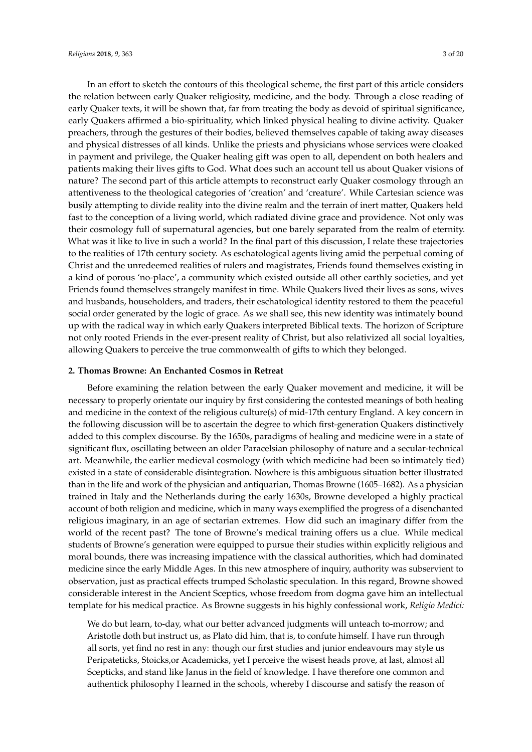In an effort to sketch the contours of this theological scheme, the first part of this article considers the relation between early Quaker religiosity, medicine, and the body. Through a close reading of early Quaker texts, it will be shown that, far from treating the body as devoid of spiritual significance, early Quakers affirmed a bio-spirituality, which linked physical healing to divine activity. Quaker preachers, through the gestures of their bodies, believed themselves capable of taking away diseases and physical distresses of all kinds. Unlike the priests and physicians whose services were cloaked in payment and privilege, the Quaker healing gift was open to all, dependent on both healers and patients making their lives gifts to God. What does such an account tell us about Quaker visions of nature? The second part of this article attempts to reconstruct early Quaker cosmology through an attentiveness to the theological categories of 'creation' and 'creature'. While Cartesian science was busily attempting to divide reality into the divine realm and the terrain of inert matter, Quakers held fast to the conception of a living world, which radiated divine grace and providence. Not only was their cosmology full of supernatural agencies, but one barely separated from the realm of eternity. What was it like to live in such a world? In the final part of this discussion, I relate these trajectories to the realities of 17th century society. As eschatological agents living amid the perpetual coming of Christ and the unredeemed realities of rulers and magistrates, Friends found themselves existing in a kind of porous 'no-place', a community which existed outside all other earthly societies, and yet Friends found themselves strangely manifest in time. While Quakers lived their lives as sons, wives and husbands, householders, and traders, their eschatological identity restored to them the peaceful social order generated by the logic of grace. As we shall see, this new identity was intimately bound up with the radical way in which early Quakers interpreted Biblical texts. The horizon of Scripture not only rooted Friends in the ever-present reality of Christ, but also relativized all social loyalties, allowing Quakers to perceive the true commonwealth of gifts to which they belonged.

## 2. Thomas Browne: An Enchanted Cosmos in Retreat

Before examining the relation between the early Quaker movement and medicine, it will be necessary to properly orientate our inquiry by first considering the contested meanings of both healing and medicine in the context of the religious culture(s) of mid-17th century England. A key concern in the following discussion will be to ascertain the degree to which first-generation Quakers distinctively added to this complex discourse. By the 1650s, paradigms of healing and medicine were in a state of significant flux, oscillating between an older Paracelsian philosophy of nature and a secular-technical art. Meanwhile, the earlier medieval cosmology (with which medicine had been so intimately tied) existed in a state of considerable disintegration. Nowhere is this ambiguous situation better illustrated than in the life and work of the physician and antiquarian, Thomas Browne (1605–1682). As a physician trained in Italy and the Netherlands during the early 1630s, Browne developed a highly practical account of both religion and medicine, which in many ways exemplified the progress of a disenchanted religious imaginary, in an age of sectarian extremes. How did such an imaginary differ from the world of the recent past? The tone of Browne's medical training offers us a clue. While medical students of Browne's generation were equipped to pursue their studies within explicitly religious and moral bounds, there was increasing impatience with the classical authorities, which had dominated medicine since the early Middle Ages. In this new atmosphere of inquiry, authority was subservient to observation, just as practical effects trumped Scholastic speculation. In this regard, Browne showed considerable interest in the Ancient Sceptics, whose freedom from dogma gave him an intellectual template for his medical practice. As Browne suggests in his highly confessional work, *Religio Medici:*

> We do but learn, to-day, what our better advanced judgments will unteach to-morrow; and Aristotle doth but instruct us, as Plato did him, that is, to confute himself. I have run through all sorts, yet find no rest in any: though our first studies and junior endeavours may style us Peripateticks, Stoicks,or Academicks, yet I perceive the wisest heads prove, at last, almost all Scepticks, and stand like Janus in the field of knowledge. I have therefore one common and authentick philosophy I learned in the schools, whereby I discourse and satisfy the reason of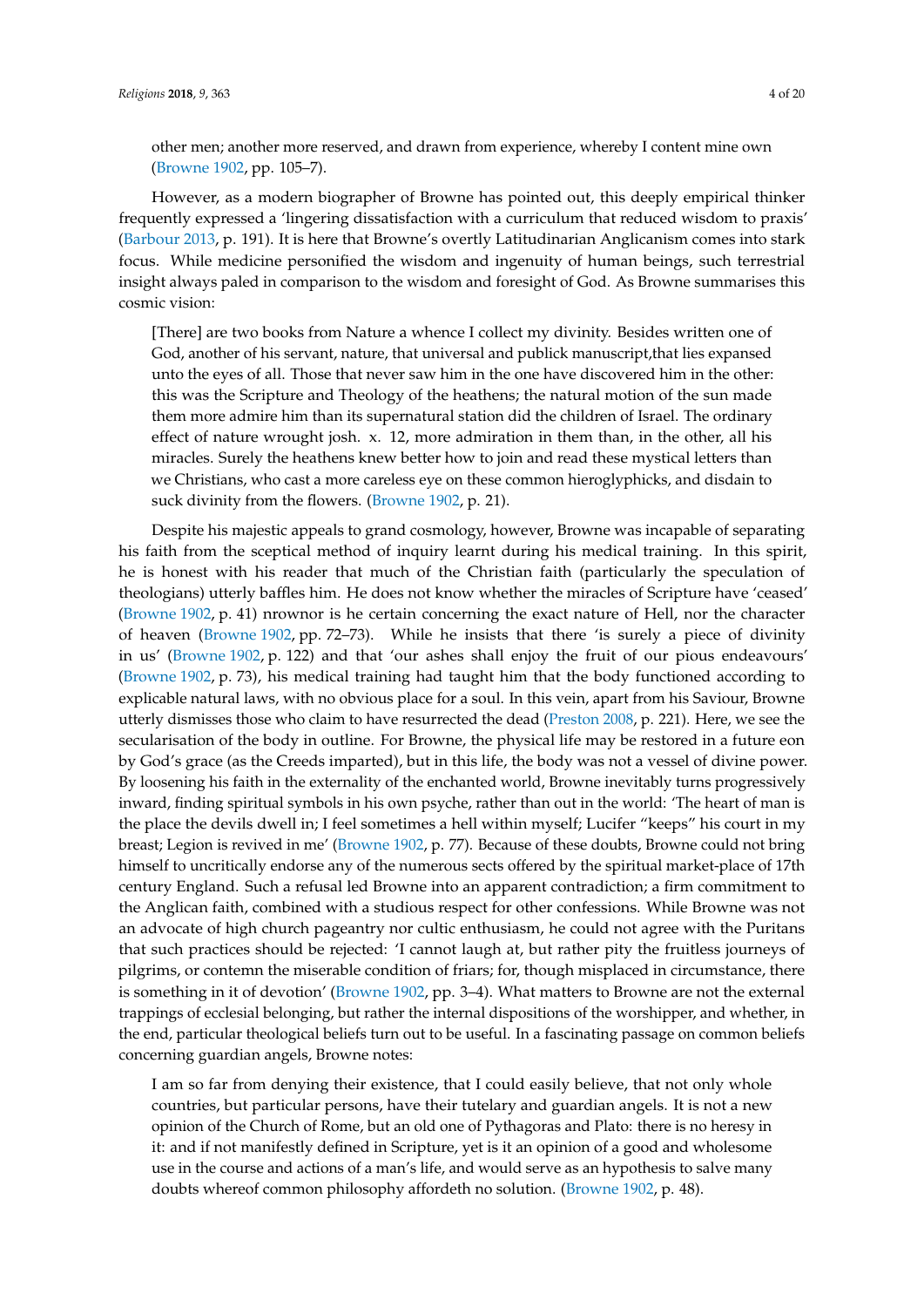other men; another more reserved, and drawn from experience, whereby I content mine own (Browne 1902, pp. 105–7).

However, as a modern biographer of Browne has pointed out, this deeply empirical thinker frequently expressed a 'lingering dissatisfaction with a curriculum that reduced wisdom to praxis' (Barbour 2013, p. 191). It is here that Browne's overtly Latitudinarian Anglicanism comes into stark focus. While medicine personified the wisdom and ingenuity of human beings, such terrestrial insight always paled in comparison to the wisdom and foresight of God. As Browne summarises this cosmic vision:

> [There] are two books from Nature a whence I collect my divinity. Besides written one of God, another of his servant, nature, that universal and publick manuscript,that lies expansed unto the eyes of all. Those that never saw him in the one have discovered him in the other: this was the Scripture and Theology of the heathens; the natural motion of the sun made them more admire him than its supernatural station did the children of Israel. The ordinary effect of nature wrought josh. x. 12, more admiration in them than, in the other, all his miracles. Surely the heathens knew better how to join and read these mystical letters than we Christians, who cast a more careless eye on these common hieroglyphicks, and disdain to suck divinity from the flowers. (Browne 1902, p. 21).

Despite his majestic appeals to grand cosmology, however, Browne was incapable of separating his faith from the sceptical method of inquiry learnt during his medical training. In this spirit, he is honest with his reader that much of the Christian faith (particularly the speculation of theologians) utterly baffles him. He does not know whether the miracles of Scripture have 'ceased' (Browne 1902, p. 41) nrownor is he certain concerning the exact nature of Hell, nor the character of heaven (Browne 1902, pp. 72–73). While he insists that there 'is surely a piece of divinity in us' (Browne 1902, p. 122) and that 'our ashes shall enjoy the fruit of our pious endeavours' (Browne 1902, p. 73), his medical training had taught him that the body functioned according to explicable natural laws, with no obvious place for a soul. In this vein, apart from his Saviour, Browne utterly dismisses those who claim to have resurrected the dead (Preston 2008, p. 221). Here, we see the secularisation of the body in outline. For Browne, the physical life may be restored in a future eon by God's grace (as the Creeds imparted), but in this life, the body was not a vessel of divine power. By loosening his faith in the externality of the enchanted world, Browne inevitably turns progressively inward, finding spiritual symbols in his own psyche, rather than out in the world: 'The heart of man is the place the devils dwell in; I feel sometimes a hell within myself; Lucifer "keeps" his court in my breast; Legion is revived in me' (Browne 1902, p. 77). Because of these doubts, Browne could not bring himself to uncritically endorse any of the numerous sects offered by the spiritual market-place of 17th century England. Such a refusal led Browne into an apparent contradiction; a firm commitment to the Anglican faith, combined with a studious respect for other confessions. While Browne was not an advocate of high church pageantry nor cultic enthusiasm, he could not agree with the Puritans that such practices should be rejected: 'I cannot laugh at, but rather pity the fruitless journeys of pilgrims, or contemn the miserable condition of friars; for, though misplaced in circumstance, there is something in it of devotion' (Browne 1902, pp. 3–4). What matters to Browne are not the external trappings of ecclesial belonging, but rather the internal dispositions of the worshipper, and whether, in the end, particular theological beliefs turn out to be useful. In a fascinating passage on common beliefs concerning guardian angels, Browne notes:

> I am so far from denying their existence, that I could easily believe, that not only whole countries, but particular persons, have their tutelary and guardian angels. It is not a new opinion of the Church of Rome, but an old one of Pythagoras and Plato: there is no heresy in it: and if not manifestly defined in Scripture, yet is it an opinion of a good and wholesome use in the course and actions of a man's life, and would serve as an hypothesis to salve many doubts whereof common philosophy affordeth no solution. (Browne 1902, p. 48).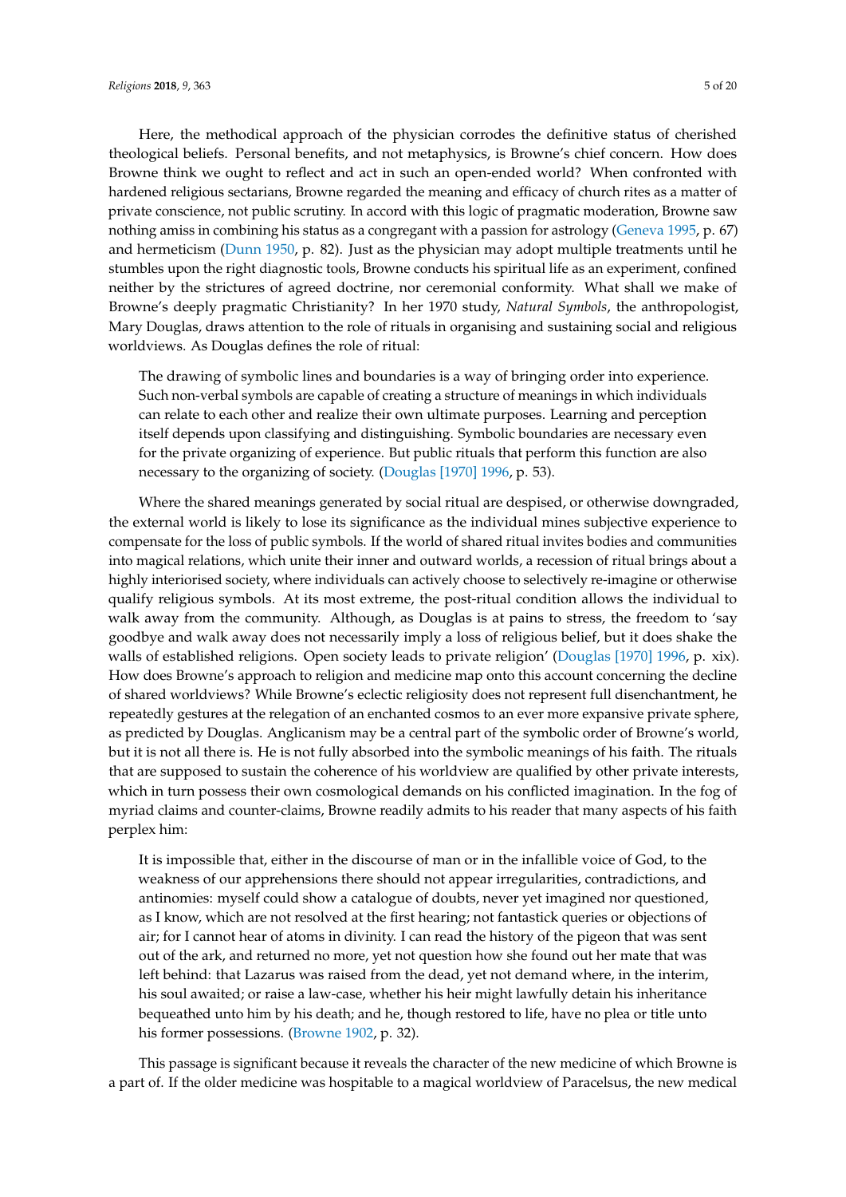Here, the methodical approach of the physician corrodes the definitive status of cherished theological beliefs. Personal benefits, and not metaphysics, is Browne's chief concern. How does Browne think we ought to reflect and act in such an open-ended world? When confronted with hardened religious sectarians, Browne regarded the meaning and efficacy of church rites as a matter of private conscience, not public scrutiny. In accord with this logic of pragmatic moderation, Browne saw nothing amiss in combining his status as a congregant with a passion for astrology (Geneva 1995, p. 67) and hermeticism (Dunn 1950, p. 82). Just as the physician may adopt multiple treatments until he stumbles upon the right diagnostic tools, Browne conducts his spiritual life as an experiment, confined neither by the strictures of agreed doctrine, nor ceremonial conformity. What shall we make of Browne's deeply pragmatic Christianity? In her 1970 study, *Natural Symbols*, the anthropologist, Mary Douglas, draws attention to the role of rituals in organising and sustaining social and religious worldviews. As Douglas defines the role of ritual:

> The drawing of symbolic lines and boundaries is a way of bringing order into experience. Such non-verbal symbols are capable of creating a structure of meanings in which individuals can relate to each other and realize their own ultimate purposes. Learning and perception itself depends upon classifying and distinguishing. Symbolic boundaries are necessary even for the private organizing of experience. But public rituals that perform this function are also necessary to the organizing of society. (Douglas [1970] 1996, p. 53).

Where the shared meanings generated by social ritual are despised, or otherwise downgraded, the external world is likely to lose its significance as the individual mines subjective experience to compensate for the loss of public symbols. If the world of shared ritual invites bodies and communities into magical relations, which unite their inner and outward worlds, a recession of ritual brings about a highly interiorised society, where individuals can actively choose to selectively re-imagine or otherwise qualify religious symbols. At its most extreme, the post-ritual condition allows the individual to walk away from the community. Although, as Douglas is at pains to stress, the freedom to 'say goodbye and walk away does not necessarily imply a loss of religious belief, but it does shake the walls of established religions. Open society leads to private religion' (Douglas [1970] 1996, p. xix). How does Browne's approach to religion and medicine map onto this account concerning the decline of shared worldviews? While Browne's eclectic religiosity does not represent full disenchantment, he repeatedly gestures at the relegation of an enchanted cosmos to an ever more expansive private sphere, as predicted by Douglas. Anglicanism may be a central part of the symbolic order of Browne's world, but it is not all there is. He is not fully absorbed into the symbolic meanings of his faith. The rituals that are supposed to sustain the coherence of his worldview are qualified by other private interests, which in turn possess their own cosmological demands on his conflicted imagination. In the fog of myriad claims and counter-claims, Browne readily admits to his reader that many aspects of his faith perplex him:

> It is impossible that, either in the discourse of man or in the infallible voice of God, to the weakness of our apprehensions there should not appear irregularities, contradictions, and antinomies: myself could show a catalogue of doubts, never yet imagined nor questioned, as I know, which are not resolved at the first hearing; not fantastick queries or objections of air; for I cannot hear of atoms in divinity. I can read the history of the pigeon that was sent out of the ark, and returned no more, yet not question how she found out her mate that was left behind: that Lazarus was raised from the dead, yet not demand where, in the interim, his soul awaited; or raise a law-case, whether his heir might lawfully detain his inheritance bequeathed unto him by his death; and he, though restored to life, have no plea or title unto his former possessions. (Browne 1902, p. 32).

This passage is significant because it reveals the character of the new medicine of which Browne is a part of. If the older medicine was hospitable to a magical worldview of Paracelsus, the new medical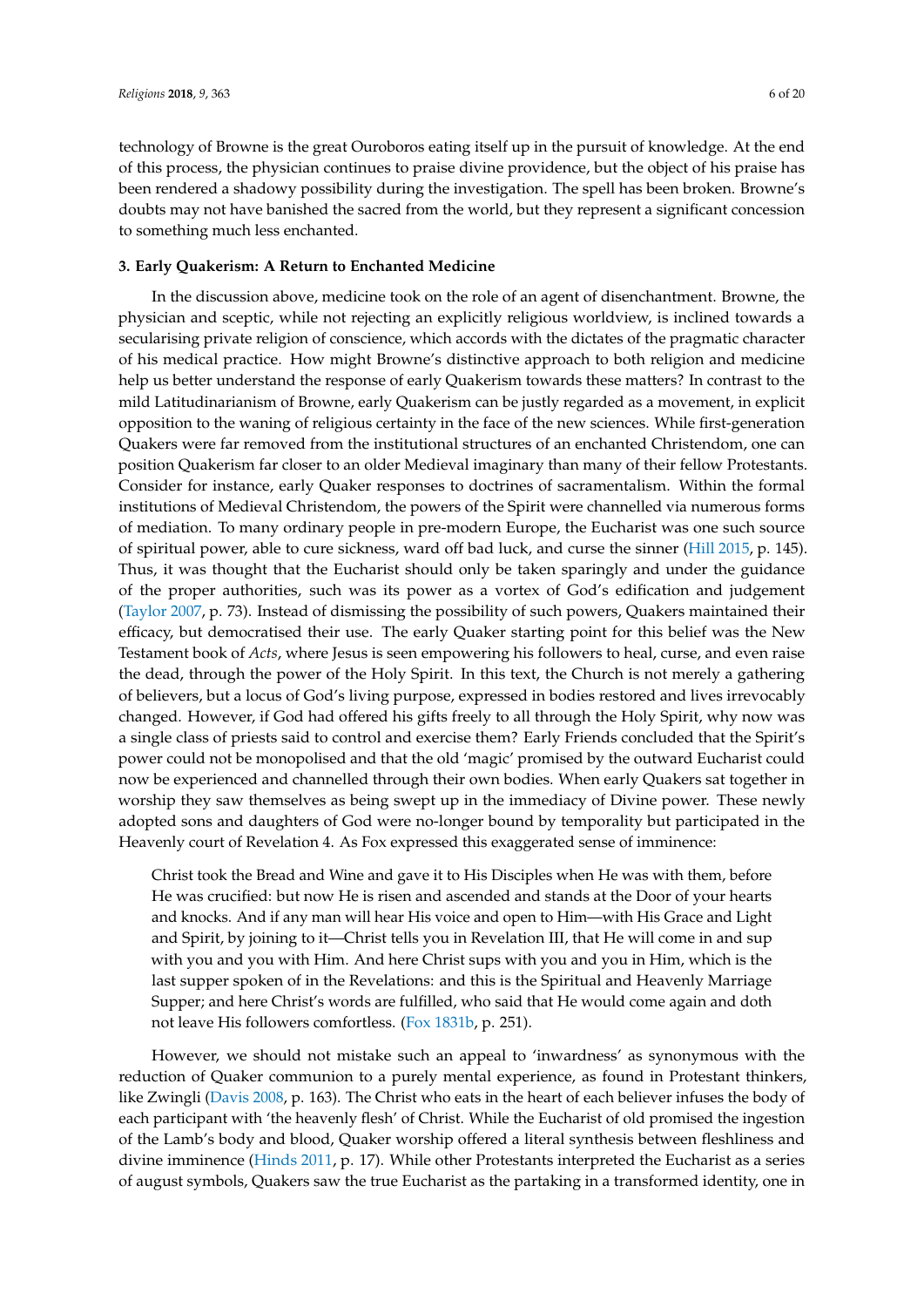technology of Browne is the great Ouroboros eating itself up in the pursuit of knowledge. At the end of this process, the physician continues to praise divine providence, but the object of his praise has been rendered a shadowy possibility during the investigation. The spell has been broken. Browne's doubts may not have banished the sacred from the world, but they represent a significant concession to something much less enchanted.

### 3. Early Quakerism: A Return to Enchanted Medicine

In the discussion above, medicine took on the role of an agent of disenchantment. Browne, the physician and sceptic, while not rejecting an explicitly religious worldview, is inclined towards a secularising private religion of conscience, which accords with the dictates of the pragmatic character of his medical practice. How might Browne's distinctive approach to both religion and medicine help us better understand the response of early Quakerism towards these matters? In contrast to the mild Latitudinarianism of Browne, early Quakerism can be justly regarded as a movement, in explicit opposition to the waning of religious certainty in the face of the new sciences. While first-generation Quakers were far removed from the institutional structures of an enchanted Christendom, one can position Quakerism far closer to an older Medieval imaginary than many of their fellow Protestants. Consider for instance, early Quaker responses to doctrines of sacramentalism. Within the formal institutions of Medieval Christendom, the powers of the Spirit were channelled via numerous forms of mediation. To many ordinary people in pre-modern Europe, the Eucharist was one such source of spiritual power, able to cure sickness, ward off bad luck, and curse the sinner (Hill 2015, p. 145). Thus, it was thought that the Eucharist should only be taken sparingly and under the guidance of the proper authorities, such was its power as a vortex of God's edification and judgement (Taylor 2007, p. 73). Instead of dismissing the possibility of such powers, Quakers maintained their efficacy, but democratised their use. The early Quaker starting point for this belief was the New Testament book of *Acts*, where Jesus is seen empowering his followers to heal, curse, and even raise the dead, through the power of the Holy Spirit. In this text, the Church is not merely a gathering of believers, but a locus of God's living purpose, expressed in bodies restored and lives irrevocably changed. However, if God had offered his gifts freely to all through the Holy Spirit, why now was a single class of priests said to control and exercise them? Early Friends concluded that the Spirit's power could not be monopolised and that the old 'magic' promised by the outward Eucharist could now be experienced and channelled through their own bodies. When early Quakers sat together in worship they saw themselves as being swept up in the immediacy of Divine power. These newly adopted sons and daughters of God were no-longer bound by temporality but participated in the Heavenly court of Revelation 4. As Fox expressed this exaggerated sense of imminence:

> Christ took the Bread and Wine and gave it to His Disciples when He was with them, before He was crucified: but now He is risen and ascended and stands at the Door of your hearts and knocks. And if any man will hear His voice and open to Him—with His Grace and Light and Spirit, by joining to it—Christ tells you in Revelation III, that He will come in and sup with you and you with Him. And here Christ sups with you and you in Him, which is the last supper spoken of in the Revelations: and this is the Spiritual and Heavenly Marriage Supper; and here Christ's words are fulfilled, who said that He would come again and doth not leave His followers comfortless. (Fox 1831b, p. 251).

However, we should not mistake such an appeal to 'inwardness' as synonymous with the reduction of Quaker communion to a purely mental experience, as found in Protestant thinkers, like Zwingli (Davis 2008, p. 163). The Christ who eats in the heart of each believer infuses the body of each participant with 'the heavenly flesh' of Christ. While the Eucharist of old promised the ingestion of the Lamb's body and blood, Quaker worship offered a literal synthesis between fleshliness and divine imminence (Hinds 2011, p. 17). While other Protestants interpreted the Eucharist as a series of august symbols, Quakers saw the true Eucharist as the partaking in a transformed identity, one in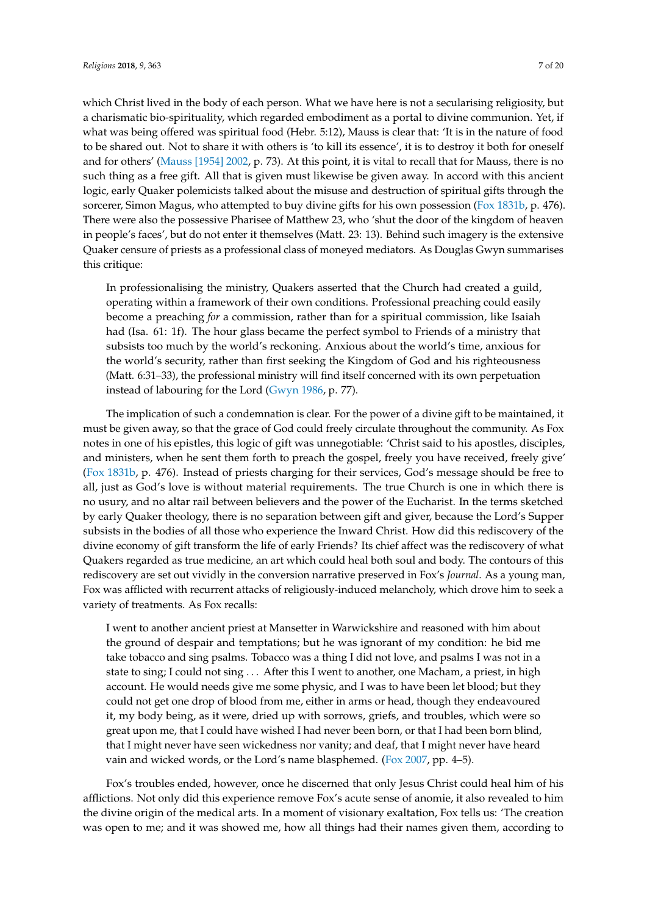which Christ lived in the body of each person. What we have here is not a secularising religiosity, but a charismatic bio-spirituality, which regarded embodiment as a portal to divine communion. Yet, if what was being offered was spiritual food (Hebr. 5:12), Mauss is clear that: 'It is in the nature of food to be shared out. Not to share it with others is 'to kill its essence', it is to destroy it both for oneself and for others' (Mauss [1954] 2002, p. 73). At this point, it is vital to recall that for Mauss, there is no such thing as a free gift. All that is given must likewise be given away. In accord with this ancient logic, early Quaker polemicists talked about the misuse and destruction of spiritual gifts through the sorcerer, Simon Magus, who attempted to buy divine gifts for his own possession (Fox 1831b, p. 476). There were also the possessive Pharisee of Matthew 23, who 'shut the door of the kingdom of heaven in people's faces', but do not enter it themselves (Matt. 23: 13). Behind such imagery is the extensive Quaker censure of priests as a professional class of moneyed mediators. As Douglas Gwyn summarises this critique:

> In professionalising the ministry, Quakers asserted that the Church had created a guild, operating within a framework of their own conditions. Professional preaching could easily become a preaching *for* a commission, rather than for a spiritual commission, like Isaiah had (Isa. 61: 1f). The hour glass became the perfect symbol to Friends of a ministry that subsists too much by the world's reckoning. Anxious about the world's time, anxious for the world's security, rather than first seeking the Kingdom of God and his righteousness (Matt. 6:31–33), the professional ministry will find itself concerned with its own perpetuation instead of labouring for the Lord (Gwyn 1986, p. 77).

The implication of such a condemnation is clear. For the power of a divine gift to be maintained, it must be given away, so that the grace of God could freely circulate throughout the community. As Fox notes in one of his epistles, this logic of gift was unnegotiable: 'Christ said to his apostles, disciples, and ministers, when he sent them forth to preach the gospel, freely you have received, freely give' (Fox 1831b, p. 476). Instead of priests charging for their services, God's message should be free to all, just as God's love is without material requirements. The true Church is one in which there is no usury, and no altar rail between believers and the power of the Eucharist. In the terms sketched by early Quaker theology, there is no separation between gift and giver, because the Lord's Supper subsists in the bodies of all those who experience the Inward Christ. How did this rediscovery of the divine economy of gift transform the life of early Friends? Its chief affect was the rediscovery of what Quakers regarded as true medicine, an art which could heal both soul and body. The contours of this rediscovery are set out vividly in the conversion narrative preserved in Fox's *Journal*. As a young man, Fox was afflicted with recurrent attacks of religiously-induced melancholy, which drove him to seek a variety of treatments. As Fox recalls:

> I went to another ancient priest at Mansetter in Warwickshire and reasoned with him about the ground of despair and temptations; but he was ignorant of my condition: he bid me take tobacco and sing psalms. Tobacco was a thing I did not love, and psalms I was not in a state to sing; I could not sing ... After this I went to another, one Macham, a priest, in high account. He would needs give me some physic, and I was to have been let blood; but they could not get one drop of blood from me, either in arms or head, though they endeavoured it, my body being, as it were, dried up with sorrows, griefs, and troubles, which were so great upon me, that I could have wished I had never been born, or that I had been born blind, that I might never have seen wickedness nor vanity; and deaf, that I might never have heard vain and wicked words, or the Lord's name blasphemed. (Fox 2007, pp. 4–5).

Fox's troubles ended, however, once he discerned that only Jesus Christ could heal him of his afflictions. Not only did this experience remove Fox's acute sense of anomie, it also revealed to him the divine origin of the medical arts. In a moment of visionary exaltation, Fox tells us: 'The creation was open to me; and it was showed me, how all things had their names given them, according to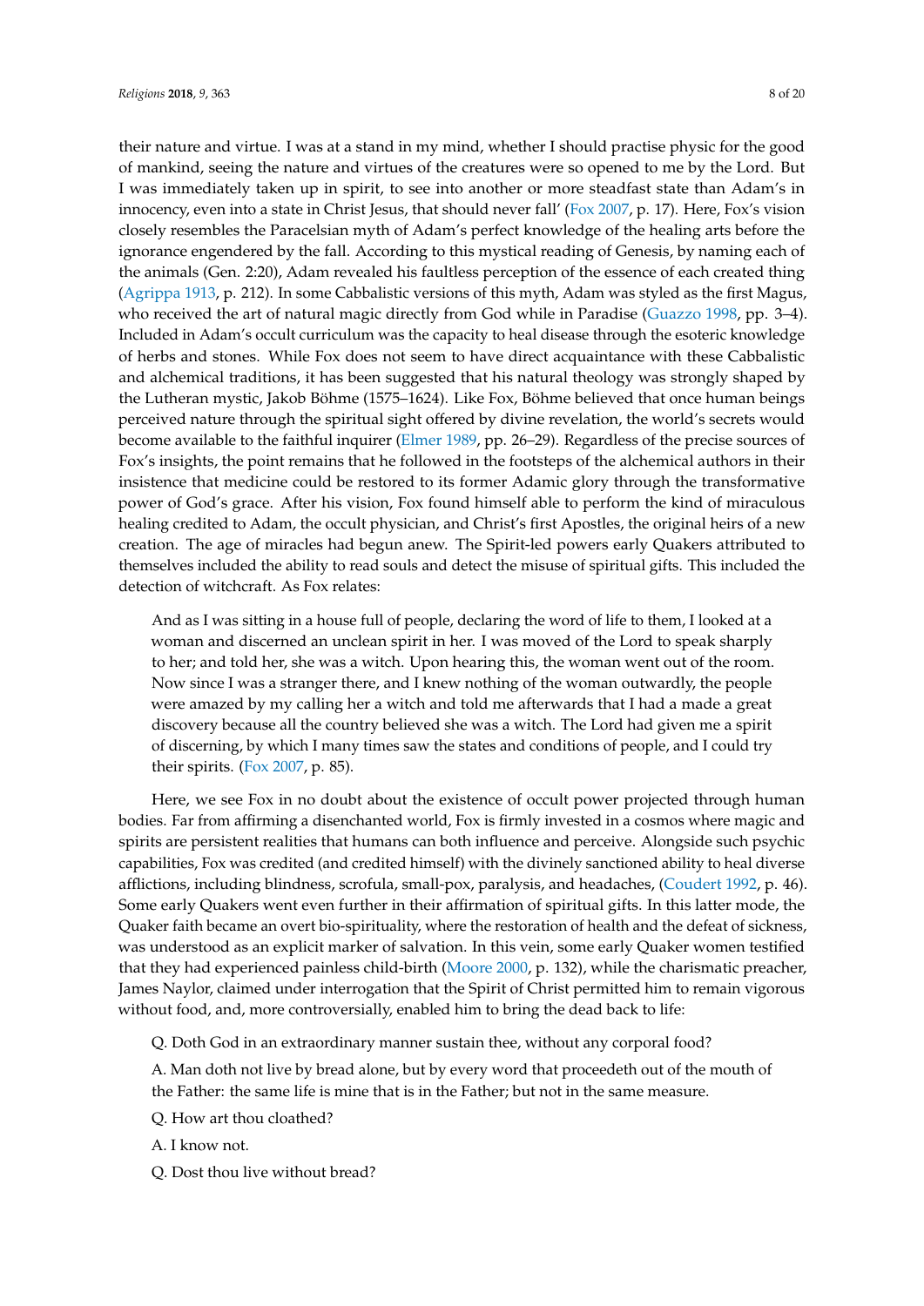their nature and virtue. I was at a stand in my mind, whether I should practise physic for the good of mankind, seeing the nature and virtues of the creatures were so opened to me by the Lord. But I was immediately taken up in spirit, to see into another or more steadfast state than Adam's in innocency, even into a state in Christ Jesus, that should never fall' (Fox 2007, p. 17). Here, Fox's vision closely resembles the Paracelsian myth of Adam's perfect knowledge of the healing arts before the ignorance engendered by the fall. According to this mystical reading of Genesis, by naming each of the animals (Gen. 2:20), Adam revealed his faultless perception of the essence of each created thing (Agrippa 1913, p. 212). In some Cabbalistic versions of this myth, Adam was styled as the first Magus, who received the art of natural magic directly from God while in Paradise (Guazzo 1998, pp. 3–4). Included in Adam's occult curriculum was the capacity to heal disease through the esoteric knowledge of herbs and stones. While Fox does not seem to have direct acquaintance with these Cabbalistic and alchemical traditions, it has been suggested that his natural theology was strongly shaped by the Lutheran mystic, Jakob Böhme (1575–1624). Like Fox, Böhme believed that once human beings perceived nature through the spiritual sight offered by divine revelation, the world's secrets would become available to the faithful inquirer (Elmer 1989, pp. 26–29). Regardless of the precise sources of Fox's insights, the point remains that he followed in the footsteps of the alchemical authors in their insistence that medicine could be restored to its former Adamic glory through the transformative power of God's grace. After his vision, Fox found himself able to perform the kind of miraculous healing credited to Adam, the occult physician, and Christ's first Apostles, the original heirs of a new creation. The age of miracles had begun anew. The Spirit-led powers early Quakers attributed to themselves included the ability to read souls and detect the misuse of spiritual gifts. This included the detection of witchcraft. As Fox relates:

> And as I was sitting in a house full of people, declaring the word of life to them, I looked at a woman and discerned an unclean spirit in her. I was moved of the Lord to speak sharply to her; and told her, she was a witch. Upon hearing this, the woman went out of the room. Now since I was a stranger there, and I knew nothing of the woman outwardly, the people were amazed by my calling her a witch and told me afterwards that I had a made a great discovery because all the country believed she was a witch. The Lord had given me a spirit of discerning, by which I many times saw the states and conditions of people, and I could try their spirits. (Fox 2007, p. 85).

Here, we see Fox in no doubt about the existence of occult power projected through human bodies. Far from affirming a disenchanted world, Fox is firmly invested in a cosmos where magic and spirits are persistent realities that humans can both influence and perceive. Alongside such psychic capabilities, Fox was credited (and credited himself) with the divinely sanctioned ability to heal diverse afflictions, including blindness, scrofula, small-pox, paralysis, and headaches, (Coudert 1992, p. 46). Some early Quakers went even further in their affirmation of spiritual gifts. In this latter mode, the Quaker faith became an overt bio-spirituality, where the restoration of health and the defeat of sickness, was understood as an explicit marker of salvation. In this vein, some early Quaker women testified that they had experienced painless child-birth (Moore 2000, p. 132), while the charismatic preacher, James Naylor, claimed under interrogation that the Spirit of Christ permitted him to remain vigorous without food, and, more controversially, enabled him to bring the dead back to life:

> Q. Doth God in an extraordinary manner sustain thee, without any corporal food?
>
> A. Man doth not live by bread alone, but by every word that proceedeth out of the mouth of the Father: the same life is mine that is in the Father; but not in the same measure.
>
> Q. How art thou cloathed?
>
> A. I know not.
>
> Q. Dost thou live without bread?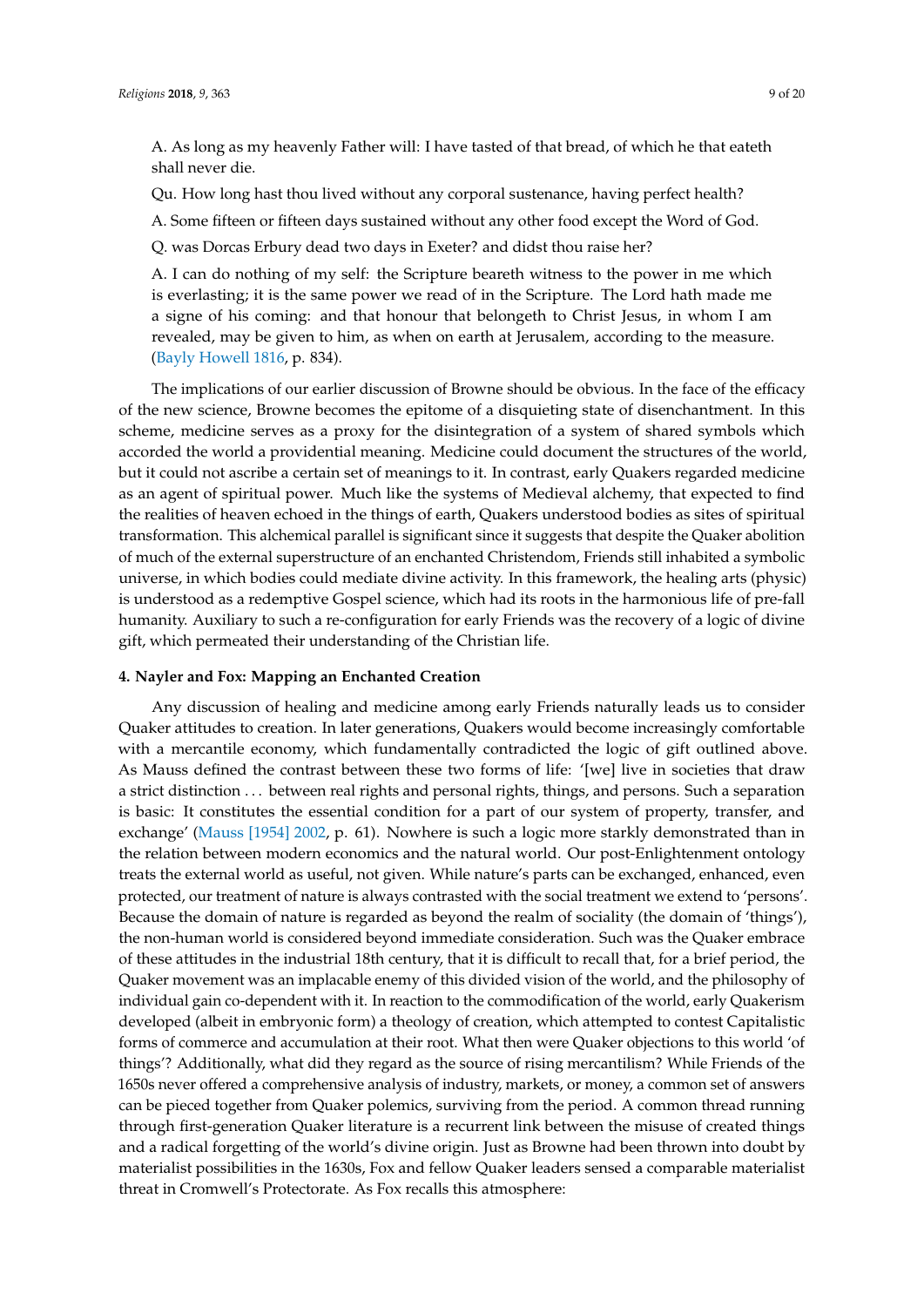A. As long as my heavenly Father will: I have tasted of that bread, of which he that eateth shall never die.

Qu. How long hast thou lived without any corporal sustenance, having perfect health?

A. Some fifteen or fifteen days sustained without any other food except the Word of God.

Q. was Dorcas Erbury dead two days in Exeter? and didst thou raise her?

A. I can do nothing of my self: the Scripture beareth witness to the power in me which is everlasting; it is the same power we read of in the Scripture. The Lord hath made me a signe of his coming: and that honour that belongeth to Christ Jesus, in whom I am revealed, may be given to him, as when on earth at Jerusalem, according to the measure. (Bayly Howell 1816, p. 834).

The implications of our earlier discussion of Browne should be obvious. In the face of the efficacy of the new science, Browne becomes the epitome of a disquieting state of disenchantment. In this scheme, medicine serves as a proxy for the disintegration of a system of shared symbols which accorded the world a providential meaning. Medicine could document the structures of the world, but it could not ascribe a certain set of meanings to it. In contrast, early Quakers regarded medicine as an agent of spiritual power. Much like the systems of Medieval alchemy, that expected to find the realities of heaven echoed in the things of earth, Quakers understood bodies as sites of spiritual transformation. This alchemical parallel is significant since it suggests that despite the Quaker abolition of much of the external superstructure of an enchanted Christendom, Friends still inhabited a symbolic universe, in which bodies could mediate divine activity. In this framework, the healing arts (physic) is understood as a redemptive Gospel science, which had its roots in the harmonious life of pre-fall humanity. Auxiliary to such a re-configuration for early Friends was the recovery of a logic of divine gift, which permeated their understanding of the Christian life.

#### 4. Nayler and Fox: Mapping an Enchanted Creation

Any discussion of healing and medicine among early Friends naturally leads us to consider Quaker attitudes to creation. In later generations, Quakers would become increasingly comfortable with a mercantile economy, which fundamentally contradicted the logic of gift outlined above. As Mauss defined the contrast between these two forms of life: '[we] live in societies that draw a strict distinction ... between real rights and personal rights, things, and persons. Such a separation is basic: It constitutes the essential condition for a part of our system of property, transfer, and exchange' (Mauss [1954] 2002, p. 61). Nowhere is such a logic more starkly demonstrated than in the relation between modern economics and the natural world. Our post-Enlightenment ontology treats the external world as useful, not given. While nature's parts can be exchanged, enhanced, even protected, our treatment of nature is always contrasted with the social treatment we extend to 'persons'. Because the domain of nature is regarded as beyond the realm of sociality (the domain of 'things'), the non-human world is considered beyond immediate consideration. Such was the Quaker embrace of these attitudes in the industrial 18th century, that it is difficult to recall that, for a brief period, the Quaker movement was an implacable enemy of this divided vision of the world, and the philosophy of individual gain co-dependent with it. In reaction to the commodification of the world, early Quakerism developed (albeit in embryonic form) a theology of creation, which attempted to contest Capitalistic forms of commerce and accumulation at their root. What then were Quaker objections to this world 'of things'? Additionally, what did they regard as the source of rising mercantilism? While Friends of the 1650s never offered a comprehensive analysis of industry, markets, or money, a common set of answers can be pieced together from Quaker polemics, surviving from the period. A common thread running through first-generation Quaker literature is a recurrent link between the misuse of created things and a radical forgetting of the world's divine origin. Just as Browne had been thrown into doubt by materialist possibilities in the 1630s, Fox and fellow Quaker leaders sensed a comparable materialist threat in Cromwell's Protectorate. As Fox recalls this atmosphere: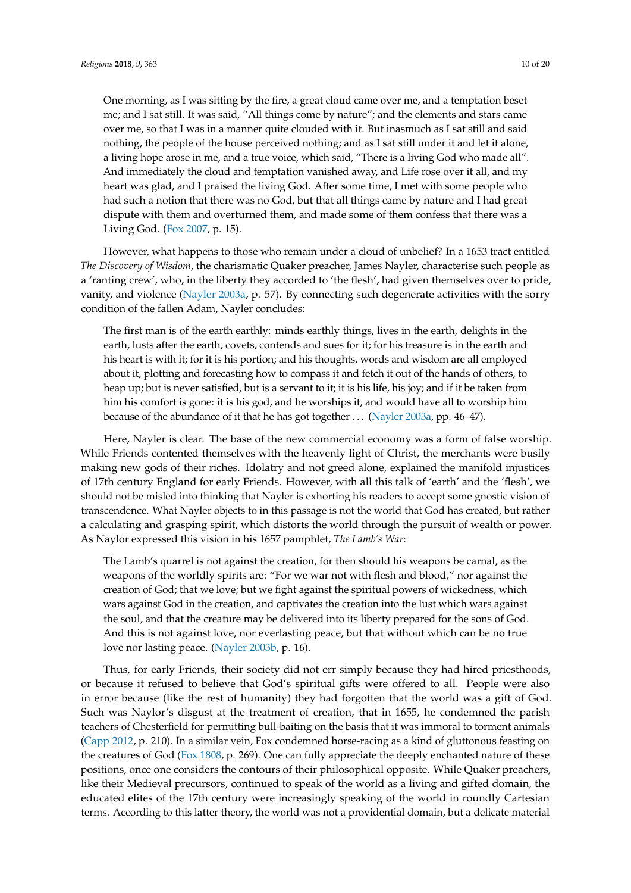> One morning, as I was sitting by the fire, a great cloud came over me, and a temptation beset me; and I sat still. It was said, "All things come by nature"; and the elements and stars came over me, so that I was in a manner quite clouded with it. But inasmuch as I sat still and said nothing, the people of the house perceived nothing; and as I sat still under it and let it alone, a living hope arose in me, and a true voice, which said, "There is a living God who made all". And immediately the cloud and temptation vanished away, and Life rose over it all, and my heart was glad, and I praised the living God. After some time, I met with some people who had such a notion that there was no God, but that all things came by nature and I had great dispute with them and overturned them, and made some of them confess that there was a Living God. (Fox 2007, p. 15).

However, what happens to those who remain under a cloud of unbelief? In a 1653 tract entitled *The Discovery of Wisdom*, the charismatic Quaker preacher, James Nayler, characterise such people as a 'ranting crew', who, in the liberty they accorded to 'the flesh', had given themselves over to pride, vanity, and violence (Nayler 2003a, p. 57). By connecting such degenerate activities with the sorry condition of the fallen Adam, Nayler concludes:

> The first man is of the earth earthly: minds earthly things, lives in the earth, delights in the earth, lusts after the earth, covets, contends and sues for it; for his treasure is in the earth and his heart is with it; for it is his portion; and his thoughts, words and wisdom are all employed about it, plotting and forecasting how to compass it and fetch it out of the hands of others, to heap up; but is never satisfied, but is a servant to it; it is his life, his joy; and if it be taken from him his comfort is gone: it is his god, and he worships it, and would have all to worship him because of the abundance of it that he has got together . . . (Nayler 2003a, pp. 46–47).

Here, Nayler is clear. The base of the new commercial economy was a form of false worship. While Friends contented themselves with the heavenly light of Christ, the merchants were busily making new gods of their riches. Idolatry and not greed alone, explained the manifold injustices of 17th century England for early Friends. However, with all this talk of 'earth' and the 'flesh', we should not be misled into thinking that Nayler is exhorting his readers to accept some gnostic vision of transcendence. What Nayler objects to in this passage is not the world that God has created, but rather a calculating and grasping spirit, which distorts the world through the pursuit of wealth or power. As Naylor expressed this vision in his 1657 pamphlet, *The Lamb's War*:

> The Lamb's quarrel is not against the creation, for then should his weapons be carnal, as the weapons of the worldly spirits are: "For we war not with flesh and blood," nor against the creation of God; that we love; but we fight against the spiritual powers of wickedness, which wars against God in the creation, and captivates the creation into the lust which wars against the soul, and that the creature may be delivered into its liberty prepared for the sons of God. And this is not against love, nor everlasting peace, but that without which can be no true love nor lasting peace. (Nayler 2003b, p. 16).

Thus, for early Friends, their society did not err simply because they had hired priesthoods, or because it refused to believe that God's spiritual gifts were offered to all. People were also in error because (like the rest of humanity) they had forgotten that the world was a gift of God. Such was Naylor's disgust at the treatment of creation, that in 1655, he condemned the parish teachers of Chesterfield for permitting bull-baiting on the basis that it was immoral to torment animals (Capp 2012, p. 210). In a similar vein, Fox condemned horse-racing as a kind of gluttonous feasting on the creatures of God (Fox 1808, p. 269). One can fully appreciate the deeply enchanted nature of these positions, once one considers the contours of their philosophical opposition. While Quaker preachers, like their Medieval precursors, continued to speak of the world as a living and gifted domain, the educated elites of the 17th century were increasingly speaking of the world in roundly Cartesian terms. According to this latter theory, the world was not a providential domain, but a delicate material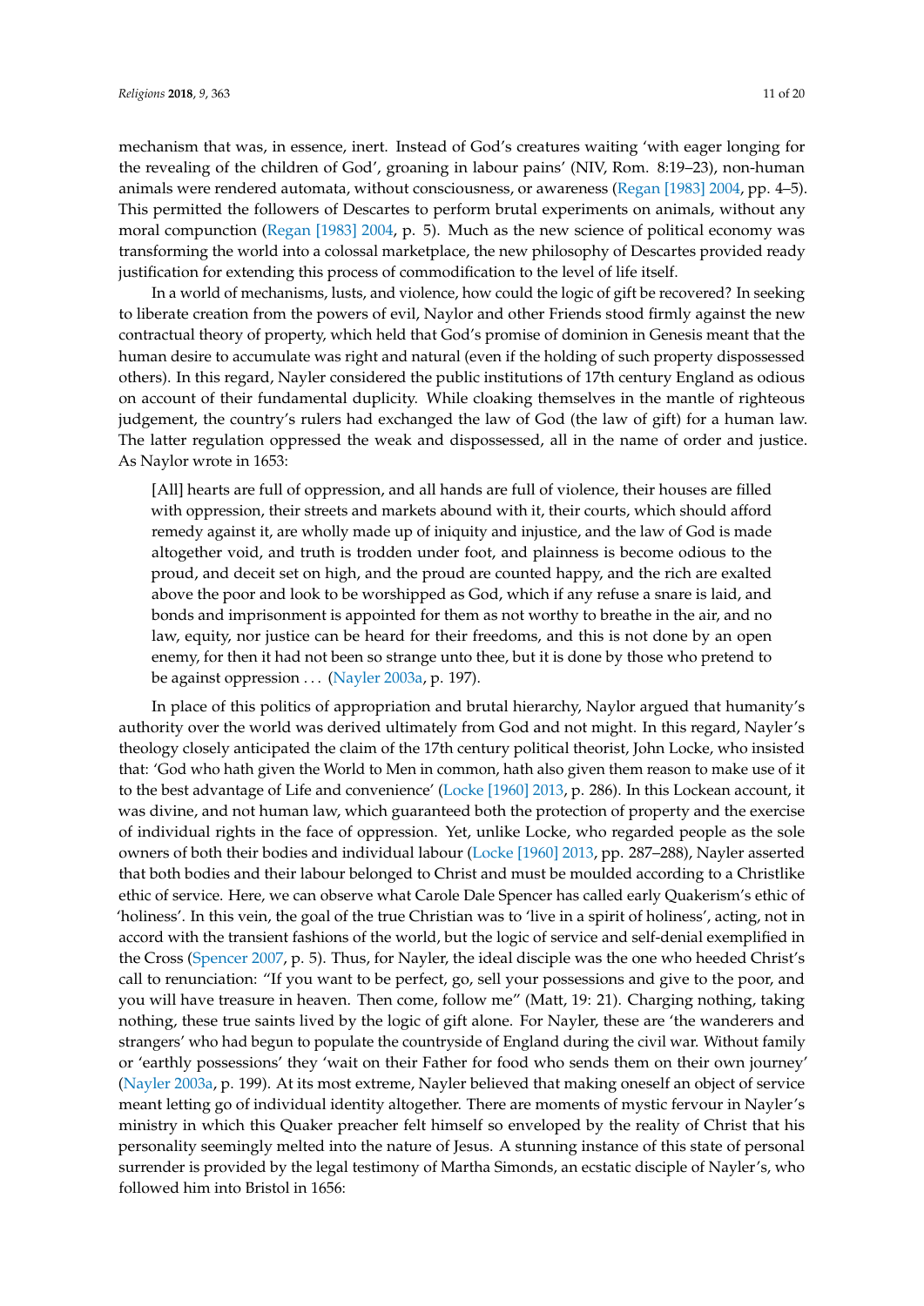mechanism that was, in essence, inert. Instead of God's creatures waiting 'with eager longing for the revealing of the children of God', groaning in labour pains' (NIV, Rom. 8:19–23), non-human animals were rendered automata, without consciousness, or awareness (Regan [1983] 2004, pp. 4–5). This permitted the followers of Descartes to perform brutal experiments on animals, without any moral compunction (Regan [1983] 2004, p. 5). Much as the new science of political economy was transforming the world into a colossal marketplace, the new philosophy of Descartes provided ready justification for extending this process of commodification to the level of life itself.

In a world of mechanisms, lusts, and violence, how could the logic of gift be recovered? In seeking to liberate creation from the powers of evil, Naylor and other Friends stood firmly against the new contractual theory of property, which held that God's promise of dominion in Genesis meant that the human desire to accumulate was right and natural (even if the holding of such property dispossessed others). In this regard, Nayler considered the public institutions of 17th century England as odious on account of their fundamental duplicity. While cloaking themselves in the mantle of righteous judgement, the country's rulers had exchanged the law of God (the law of gift) for a human law. The latter regulation oppressed the weak and dispossessed, all in the name of order and justice. As Naylor wrote in 1653:

> [All] hearts are full of oppression, and all hands are full of violence, their houses are filled with oppression, their streets and markets abound with it, their courts, which should afford remedy against it, are wholly made up of iniquity and injustice, and the law of God is made altogether void, and truth is trodden under foot, and plainness is become odious to the proud, and deceit set on high, and the proud are counted happy, and the rich are exalted above the poor and look to be worshipped as God, which if any refuse a snare is laid, and bonds and imprisonment is appointed for them as not worthy to breathe in the air, and no law, equity, nor justice can be heard for their freedoms, and this is not done by an open enemy, for then it had not been so strange unto thee, but it is done by those who pretend to be against oppression . . . (Nayler 2003a, p. 197).

In place of this politics of appropriation and brutal hierarchy, Naylor argued that humanity's authority over the world was derived ultimately from God and not might. In this regard, Nayler's theology closely anticipated the claim of the 17th century political theorist, John Locke, who insisted that: 'God who hath given the World to Men in common, hath also given them reason to make use of it to the best advantage of Life and convenience' (Locke [1960] 2013, p. 286). In this Lockean account, it was divine, and not human law, which guaranteed both the protection of property and the exercise of individual rights in the face of oppression. Yet, unlike Locke, who regarded people as the sole owners of both their bodies and individual labour (Locke [1960] 2013, pp. 287–288), Nayler asserted that both bodies and their labour belonged to Christ and must be moulded according to a Christlike ethic of service. Here, we can observe what Carole Dale Spencer has called early Quakerism's ethic of 'holiness'. In this vein, the goal of the true Christian was to 'live in a spirit of holiness', acting, not in accord with the transient fashions of the world, but the logic of service and self-denial exemplified in the Cross (Spencer 2007, p. 5). Thus, for Nayler, the ideal disciple was the one who heeded Christ's call to renunciation: "If you want to be perfect, go, sell your possessions and give to the poor, and you will have treasure in heaven. Then come, follow me" (Matt, 19: 21). Charging nothing, taking nothing, these true saints lived by the logic of gift alone. For Nayler, these are 'the wanderers and strangers' who had begun to populate the countryside of England during the civil war. Without family or 'earthly possessions' they 'wait on their Father for food who sends them on their own journey' (Nayler 2003a, p. 199). At its most extreme, Nayler believed that making oneself an object of service meant letting go of individual identity altogether. There are moments of mystic fervour in Nayler's ministry in which this Quaker preacher felt himself so enveloped by the reality of Christ that his personality seemingly melted into the nature of Jesus. A stunning instance of this state of personal surrender is provided by the legal testimony of Martha Simonds, an ecstatic disciple of Nayler's, who followed him into Bristol in 1656: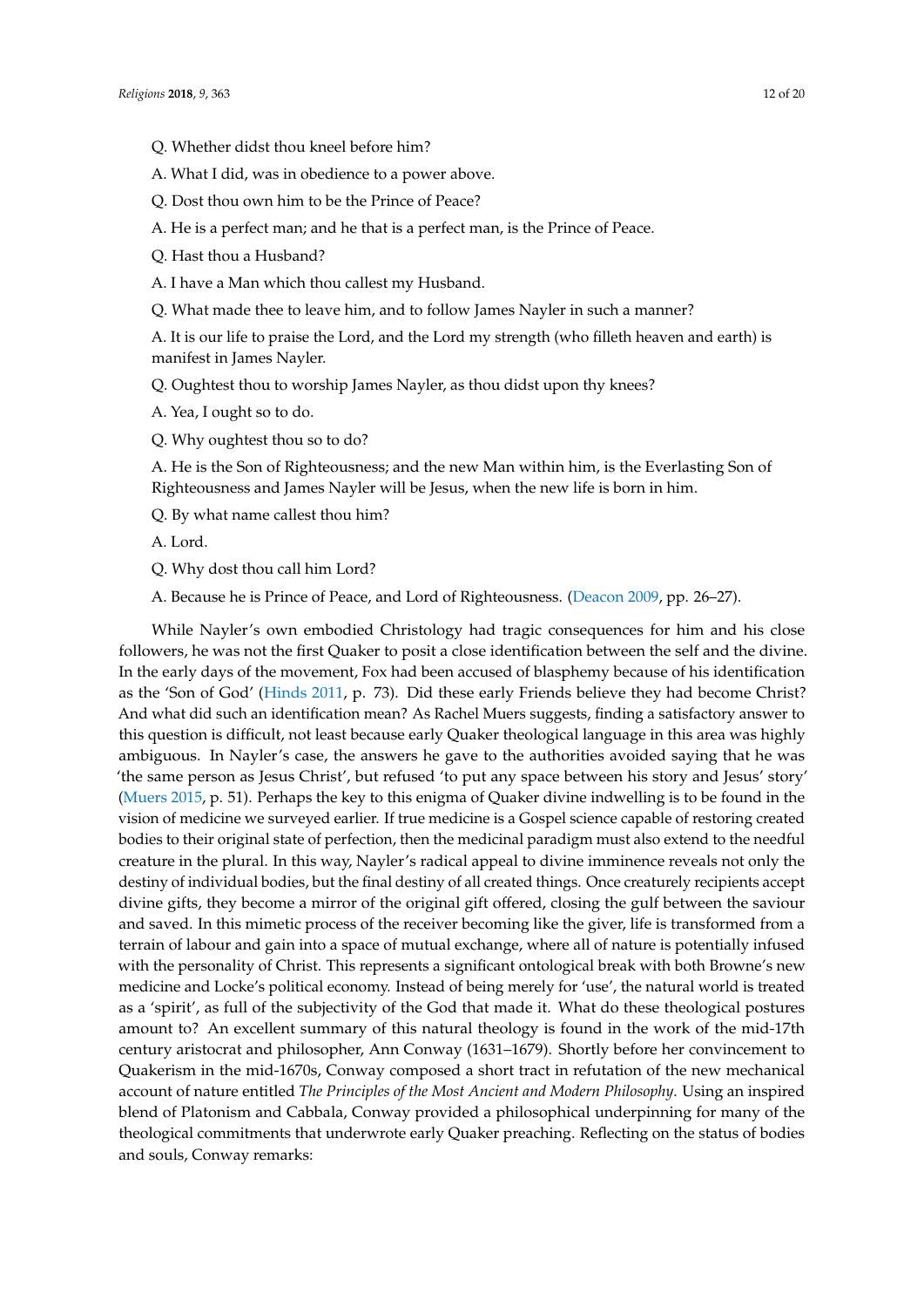Q. Whether didst thou kneel before him?

A. What I did, was in obedience to a power above.

Q. Dost thou own him to be the Prince of Peace?

A. He is a perfect man; and he that is a perfect man, is the Prince of Peace.

Q. Hast thou a Husband?

A. I have a Man which thou callest my Husband.

Q. What made thee to leave him, and to follow James Nayler in such a manner?

A. It is our life to praise the Lord, and the Lord my strength (who filleth heaven and earth) is manifest in James Nayler.

Q. Oughtest thou to worship James Nayler, as thou didst upon thy knees?

A. Yea, I ought so to do.

Q. Why oughtest thou so to do?

A. He is the Son of Righteousness; and the new Man within him, is the Everlasting Son of Righteousness and James Nayler will be Jesus, when the new life is born in him.

Q. By what name callest thou him?

A. Lord.

Q. Why dost thou call him Lord?

A. Because he is Prince of Peace, and Lord of Righteousness. (Deacon 2009, pp. 26–27).

While Nayler's own embodied Christology had tragic consequences for him and his close followers, he was not the first Quaker to posit a close identification between the self and the divine. In the early days of the movement, Fox had been accused of blasphemy because of his identification as the 'Son of God' (Hinds 2011, p. 73). Did these early Friends believe they had become Christ? And what did such an identification mean? As Rachel Muers suggests, finding a satisfactory answer to this question is difficult, not least because early Quaker theological language in this area was highly ambiguous. In Nayler's case, the answers he gave to the authorities avoided saying that he was 'the same person as Jesus Christ', but refused 'to put any space between his story and Jesus' story' (Muers 2015, p. 51). Perhaps the key to this enigma of Quaker divine indwelling is to be found in the vision of medicine we surveyed earlier. If true medicine is a Gospel science capable of restoring created bodies to their original state of perfection, then the medicinal paradigm must also extend to the needful creature in the plural. In this way, Nayler's radical appeal to divine imminence reveals not only the destiny of individual bodies, but the final destiny of all created things. Once creaturely recipients accept divine gifts, they become a mirror of the original gift offered, closing the gulf between the saviour and saved. In this mimetic process of the receiver becoming like the giver, life is transformed from a terrain of labour and gain into a space of mutual exchange, where all of nature is potentially infused with the personality of Christ. This represents a significant ontological break with both Browne's new medicine and Locke's political economy. Instead of being merely for 'use', the natural world is treated as a 'spirit', as full of the subjectivity of the God that made it. What do these theological postures amount to? An excellent summary of this natural theology is found in the work of the mid-17th century aristocrat and philosopher, Ann Conway (1631–1679). Shortly before her convincement to Quakerism in the mid-1670s, Conway composed a short tract in refutation of the new mechanical account of nature entitled *The Principles of the Most Ancient and Modern Philosophy*. Using an inspired blend of Platonism and Cabbala, Conway provided a philosophical underpinning for many of the theological commitments that underwrote early Quaker preaching. Reflecting on the status of bodies and souls, Conway remarks: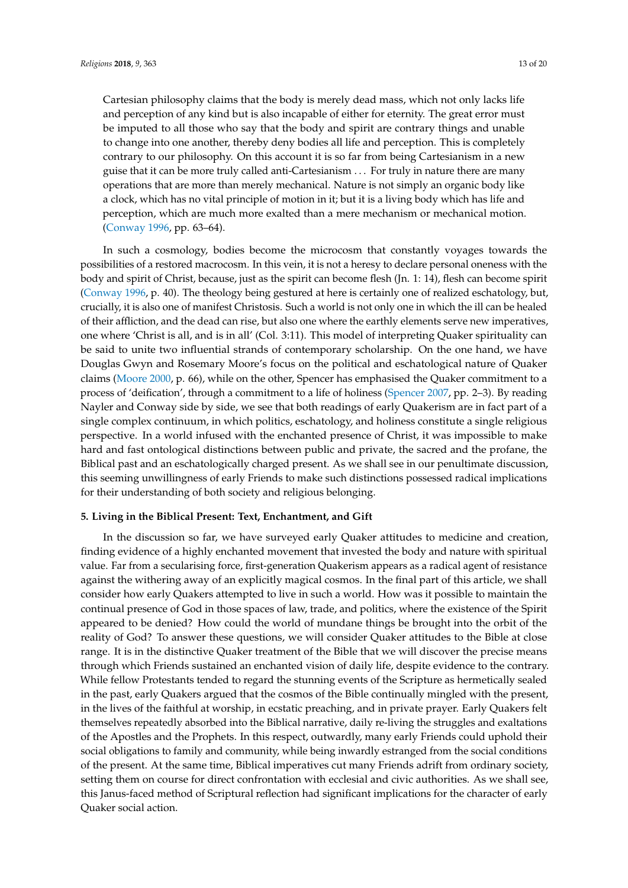> Cartesian philosophy claims that the body is merely dead mass, which not only lacks life and perception of any kind but is also incapable of either for eternity. The great error must be imputed to all those who say that the body and spirit are contrary things and unable to change into one another, thereby deny bodies all life and perception. This is completely contrary to our philosophy. On this account it is so far from being Cartesianism in a new guise that it can be more truly called anti-Cartesianism . . . For truly in nature there are many operations that are more than merely mechanical. Nature is not simply an organic body like a clock, which has no vital principle of motion in it; but it is a living body which has life and perception, which are much more exalted than a mere mechanism or mechanical motion. (Conway 1996, pp. 63–64).

In such a cosmology, bodies become the microcosm that constantly voyages towards the possibilities of a restored macrocosm. In this vein, it is not a heresy to declare personal oneness with the body and spirit of Christ, because, just as the spirit can become flesh (Jn. 1: 14), flesh can become spirit (Conway 1996, p. 40). The theology being gestured at here is certainly one of realized eschatology, but, crucially, it is also one of manifest Christosis. Such a world is not only one in which the ill can be healed of their affliction, and the dead can rise, but also one where the earthly elements serve new imperatives, one where 'Christ is all, and is in all' (Col. 3:11). This model of interpreting Quaker spirituality can be said to unite two influential strands of contemporary scholarship. On the one hand, we have Douglas Gwyn and Rosemary Moore's focus on the political and eschatological nature of Quaker claims (Moore 2000, p. 66), while on the other, Spencer has emphasised the Quaker commitment to a process of 'deification', through a commitment to a life of holiness (Spencer 2007, pp. 2–3). By reading Nayler and Conway side by side, we see that both readings of early Quakerism are in fact part of a single complex continuum, in which politics, eschatology, and holiness constitute a single religious perspective. In a world infused with the enchanted presence of Christ, it was impossible to make hard and fast ontological distinctions between public and private, the sacred and the profane, the Biblical past and an eschatologically charged present. As we shall see in our penultimate discussion, this seeming unwillingness of early Friends to make such distinctions possessed radical implications for their understanding of both society and religious belonging.

## 5. Living in the Biblical Present: Text, Enchantment, and Gift

In the discussion so far, we have surveyed early Quaker attitudes to medicine and creation, finding evidence of a highly enchanted movement that invested the body and nature with spiritual value. Far from a secularising force, first-generation Quakerism appears as a radical agent of resistance against the withering away of an explicitly magical cosmos. In the final part of this article, we shall consider how early Quakers attempted to live in such a world. How was it possible to maintain the continual presence of God in those spaces of law, trade, and politics, where the existence of the Spirit appeared to be denied? How could the world of mundane things be brought into the orbit of the reality of God? To answer these questions, we will consider Quaker attitudes to the Bible at close range. It is in the distinctive Quaker treatment of the Bible that we will discover the precise means through which Friends sustained an enchanted vision of daily life, despite evidence to the contrary. While fellow Protestants tended to regard the stunning events of the Scripture as hermetically sealed in the past, early Quakers argued that the cosmos of the Bible continually mingled with the present, in the lives of the faithful at worship, in ecstatic preaching, and in private prayer. Early Quakers felt themselves repeatedly absorbed into the Biblical narrative, daily re-living the struggles and exaltations of the Apostles and the Prophets. In this respect, outwardly, many early Friends could uphold their social obligations to family and community, while being inwardly estranged from the social conditions of the present. At the same time, Biblical imperatives cut many Friends adrift from ordinary society, setting them on course for direct confrontation with ecclesial and civic authorities. As we shall see, this Janus-faced method of Scriptural reflection had significant implications for the character of early Quaker social action.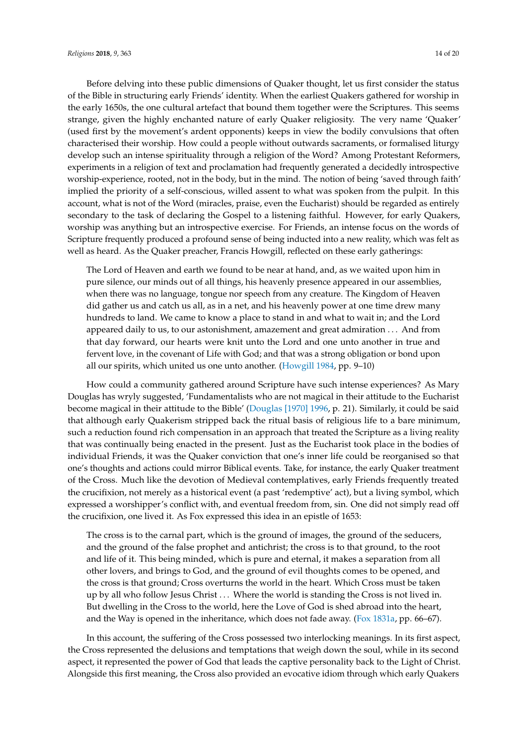Before delving into these public dimensions of Quaker thought, let us first consider the status of the Bible in structuring early Friends' identity. When the earliest Quakers gathered for worship in the early 1650s, the one cultural artefact that bound them together were the Scriptures. This seems strange, given the highly enchanted nature of early Quaker religiosity. The very name 'Quaker' (used first by the movement's ardent opponents) keeps in view the bodily convulsions that often characterised their worship. How could a people without outwards sacraments, or formalised liturgy develop such an intense spirituality through a religion of the Word? Among Protestant Reformers, experiments in a religion of text and proclamation had frequently generated a decidedly introspective worship-experience, rooted, not in the body, but in the mind. The notion of being 'saved through faith' implied the priority of a self-conscious, willed assent to what was spoken from the pulpit. In this account, what is not of the Word (miracles, praise, even the Eucharist) should be regarded as entirely secondary to the task of declaring the Gospel to a listening faithful. However, for early Quakers, worship was anything but an introspective exercise. For Friends, an intense focus on the words of Scripture frequently produced a profound sense of being inducted into a new reality, which was felt as well as heard. As the Quaker preacher, Francis Howgill, reflected on these early gatherings:

> The Lord of Heaven and earth we found to be near at hand, and, as we waited upon him in pure silence, our minds out of all things, his heavenly presence appeared in our assemblies, when there was no language, tongue nor speech from any creature. The Kingdom of Heaven did gather us and catch us all, as in a net, and his heavenly power at one time drew many hundreds to land. We came to know a place to stand in and what to wait in; and the Lord appeared daily to us, to our astonishment, amazement and great admiration ... And from that day forward, our hearts were knit unto the Lord and one unto another in true and fervent love, in the covenant of Life with God; and that was a strong obligation or bond upon all our spirits, which united us one unto another. (Howgill 1984, pp. 9–10)

How could a community gathered around Scripture have such intense experiences? As Mary Douglas has wryly suggested, 'Fundamentalists who are not magical in their attitude to the Eucharist become magical in their attitude to the Bible' (Douglas [1970] 1996, p. 21). Similarly, it could be said that although early Quakerism stripped back the ritual basis of religious life to a bare minimum, such a reduction found rich compensation in an approach that treated the Scripture as a living reality that was continually being enacted in the present. Just as the Eucharist took place in the bodies of individual Friends, it was the Quaker conviction that one's inner life could be reorganised so that one's thoughts and actions could mirror Biblical events. Take, for instance, the early Quaker treatment of the Cross. Much like the devotion of Medieval contemplatives, early Friends frequently treated the crucifixion, not merely as a historical event (a past 'redemptive' act), but a living symbol, which expressed a worshipper's conflict with, and eventual freedom from, sin. One did not simply read off the crucifixion, one lived it. As Fox expressed this idea in an epistle of 1653:

> The cross is to the carnal part, which is the ground of images, the ground of the seducers, and the ground of the false prophet and antichrist; the cross is to that ground, to the root and life of it. This being minded, which is pure and eternal, it makes a separation from all other lovers, and brings to God, and the ground of evil thoughts comes to be opened, and the cross is that ground; Cross overturns the world in the heart. Which Cross must be taken up by all who follow Jesus Christ ... Where the world is standing the Cross is not lived in. But dwelling in the Cross to the world, here the Love of God is shed abroad into the heart, and the Way is opened in the inheritance, which does not fade away. (Fox 1831a, pp. 66–67).

In this account, the suffering of the Cross possessed two interlocking meanings. In its first aspect, the Cross represented the delusions and temptations that weigh down the soul, while in its second aspect, it represented the power of God that leads the captive personality back to the Light of Christ. Alongside this first meaning, the Cross also provided an evocative idiom through which early Quakers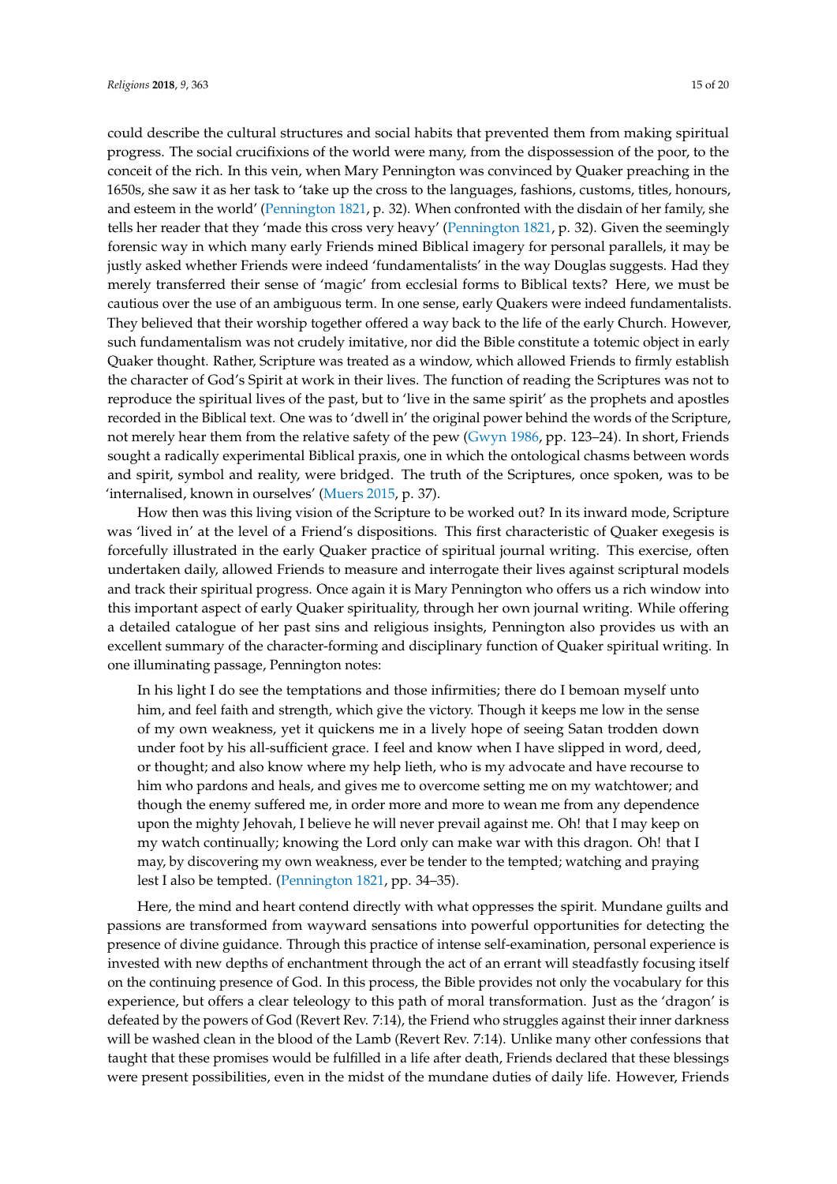could describe the cultural structures and social habits that prevented them from making spiritual progress. The social crucifixions of the world were many, from the dispossession of the poor, to the conceit of the rich. In this vein, when Mary Pennington was convinced by Quaker preaching in the 1650s, she saw it as her task to 'take up the cross to the languages, fashions, customs, titles, honours, and esteem in the world' (Pennington 1821, p. 32). When confronted with the disdain of her family, she tells her reader that they 'made this cross very heavy' (Pennington 1821, p. 32). Given the seemingly forensic way in which many early Friends mined Biblical imagery for personal parallels, it may be justly asked whether Friends were indeed 'fundamentalists' in the way Douglas suggests. Had they merely transferred their sense of 'magic' from ecclesial forms to Biblical texts? Here, we must be cautious over the use of an ambiguous term. In one sense, early Quakers were indeed fundamentalists. They believed that their worship together offered a way back to the life of the early Church. However, such fundamentalism was not crudely imitative, nor did the Bible constitute a totemic object in early Quaker thought. Rather, Scripture was treated as a window, which allowed Friends to firmly establish the character of God's Spirit at work in their lives. The function of reading the Scriptures was not to reproduce the spiritual lives of the past, but to 'live in the same spirit' as the prophets and apostles recorded in the Biblical text. One was to 'dwell in' the original power behind the words of the Scripture, not merely hear them from the relative safety of the pew (Gwyn 1986, pp. 123–24). In short, Friends sought a radically experimental Biblical praxis, one in which the ontological chasms between words and spirit, symbol and reality, were bridged. The truth of the Scriptures, once spoken, was to be 'internalised, known in ourselves' (Muers 2015, p. 37).

How then was this living vision of the Scripture to be worked out? In its inward mode, Scripture was 'lived in' at the level of a Friend's dispositions. This first characteristic of Quaker exegesis is forcefully illustrated in the early Quaker practice of spiritual journal writing. This exercise, often undertaken daily, allowed Friends to measure and interrogate their lives against scriptural models and track their spiritual progress. Once again it is Mary Pennington who offers us a rich window into this important aspect of early Quaker spirituality, through her own journal writing. While offering a detailed catalogue of her past sins and religious insights, Pennington also provides us with an excellent summary of the character-forming and disciplinary function of Quaker spiritual writing. In one illuminating passage, Pennington notes:

> In his light I do see the temptations and those infirmities; there do I bemoan myself unto him, and feel faith and strength, which give the victory. Though it keeps me low in the sense of my own weakness, yet it quickens me in a lively hope of seeing Satan trodden down under foot by his all-sufficient grace. I feel and know when I have slipped in word, deed, or thought; and also know where my help lieth, who is my advocate and have recourse to him who pardons and heals, and gives me to overcome setting me on my watchtower; and though the enemy suffered me, in order more and more to wean me from any dependence upon the mighty Jehovah, I believe he will never prevail against me. Oh! that I may keep on my watch continually; knowing the Lord only can make war with this dragon. Oh! that I may, by discovering my own weakness, ever be tender to the tempted; watching and praying lest I also be tempted. (Pennington 1821, pp. 34–35).

Here, the mind and heart contend directly with what oppresses the spirit. Mundane guilts and passions are transformed from wayward sensations into powerful opportunities for detecting the presence of divine guidance. Through this practice of intense self-examination, personal experience is invested with new depths of enchantment through the act of an errant will steadfastly focusing itself on the continuing presence of God. In this process, the Bible provides not only the vocabulary for this experience, but offers a clear teleology to this path of moral transformation. Just as the 'dragon' is defeated by the powers of God (Revert Rev. 7:14), the Friend who struggles against their inner darkness will be washed clean in the blood of the Lamb (Revert Rev. 7:14). Unlike many other confessions that taught that these promises would be fulfilled in a life after death, Friends declared that these blessings were present possibilities, even in the midst of the mundane duties of daily life. However, Friends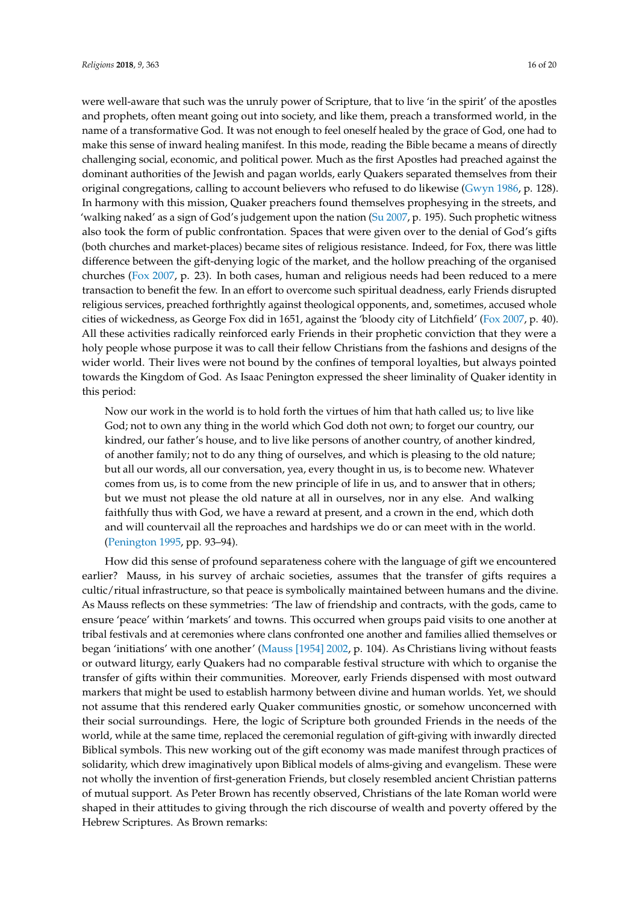were well-aware that such was the unruly power of Scripture, that to live 'in the spirit' of the apostles and prophets, often meant going out into society, and like them, preach a transformed world, in the name of a transformative God. It was not enough to feel oneself healed by the grace of God, one had to make this sense of inward healing manifest. In this mode, reading the Bible became a means of directly challenging social, economic, and political power. Much as the first Apostles had preached against the dominant authorities of the Jewish and pagan worlds, early Quakers separated themselves from their original congregations, calling to account believers who refused to do likewise (Gwyn 1986, p. 128). In harmony with this mission, Quaker preachers found themselves prophesying in the streets, and 'walking naked' as a sign of God's judgement upon the nation (Su 2007, p. 195). Such prophetic witness also took the form of public confrontation. Spaces that were given over to the denial of God's gifts (both churches and market-places) became sites of religious resistance. Indeed, for Fox, there was little difference between the gift-denying logic of the market, and the hollow preaching of the organised churches (Fox 2007, p. 23). In both cases, human and religious needs had been reduced to a mere transaction to benefit the few. In an effort to overcome such spiritual deadness, early Friends disrupted religious services, preached forthrightly against theological opponents, and, sometimes, accused whole cities of wickedness, as George Fox did in 1651, against the 'bloody city of Litchfield' (Fox 2007, p. 40). All these activities radically reinforced early Friends in their prophetic conviction that they were a holy people whose purpose it was to call their fellow Christians from the fashions and designs of the wider world. Their lives were not bound by the confines of temporal loyalties, but always pointed towards the Kingdom of God. As Isaac Penington expressed the sheer liminality of Quaker identity in this period:

> Now our work in the world is to hold forth the virtues of him that hath called us; to live like God; not to own any thing in the world which God doth not own; to forget our country, our kindred, our father's house, and to live like persons of another country, of another kindred, of another family; not to do any thing of ourselves, and which is pleasing to the old nature; but all our words, all our conversation, yea, every thought in us, is to become new. Whatever comes from us, is to come from the new principle of life in us, and to answer that in others; but we must not please the old nature at all in ourselves, nor in any else. And walking faithfully thus with God, we have a reward at present, and a crown in the end, which doth and will countervail all the reproaches and hardships we do or can meet with in the world. (Penington 1995, pp. 93–94).

How did this sense of profound separateness cohere with the language of gift we encountered earlier? Mauss, in his survey of archaic societies, assumes that the transfer of gifts requires a cultic/ritual infrastructure, so that peace is symbolically maintained between humans and the divine. As Mauss reflects on these symmetries: 'The law of friendship and contracts, with the gods, came to ensure 'peace' within 'markets' and towns. This occurred when groups paid visits to one another at tribal festivals and at ceremonies where clans confronted one another and families allied themselves or began 'initiations' with one another' (Mauss [1954] 2002, p. 104). As Christians living without feasts or outward liturgy, early Quakers had no comparable festival structure with which to organise the transfer of gifts within their communities. Moreover, early Friends dispensed with most outward markers that might be used to establish harmony between divine and human worlds. Yet, we should not assume that this rendered early Quaker communities gnostic, or somehow unconcerned with their social surroundings. Here, the logic of Scripture both grounded Friends in the needs of the world, while at the same time, replaced the ceremonial regulation of gift-giving with inwardly directed Biblical symbols. This new working out of the gift economy was made manifest through practices of solidarity, which drew imaginatively upon Biblical models of alms-giving and evangelism. These were not wholly the invention of first-generation Friends, but closely resembled ancient Christian patterns of mutual support. As Peter Brown has recently observed, Christians of the late Roman world were shaped in their attitudes to giving through the rich discourse of wealth and poverty offered by the Hebrew Scriptures. As Brown remarks: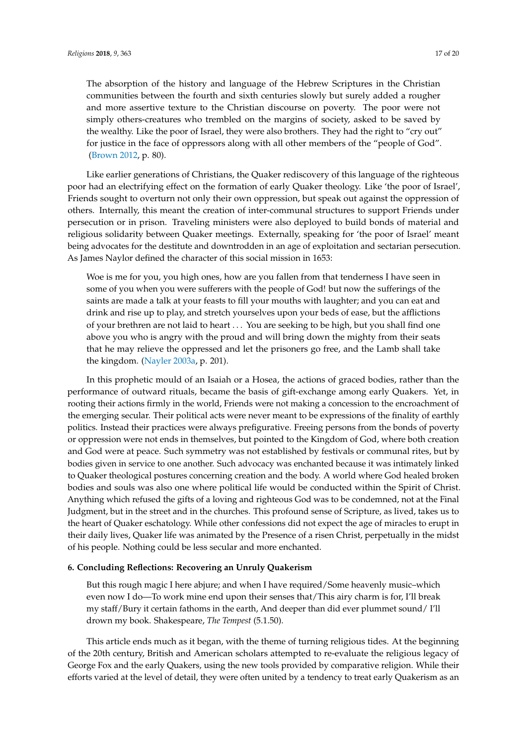> The absorption of the history and language of the Hebrew Scriptures in the Christian communities between the fourth and sixth centuries slowly but surely added a rougher and more assertive texture to the Christian discourse on poverty. The poor were not simply others-creatures who trembled on the margins of society, asked to be saved by the wealthy. Like the poor of Israel, they were also brothers. They had the right to "cry out" for justice in the face of oppressors along with all other members of the "people of God". (Brown 2012, p. 80).

Like earlier generations of Christians, the Quaker rediscovery of this language of the righteous poor had an electrifying effect on the formation of early Quaker theology. Like 'the poor of Israel', Friends sought to overturn not only their own oppression, but speak out against the oppression of others. Internally, this meant the creation of inter-communal structures to support Friends under persecution or in prison. Traveling ministers were also deployed to build bonds of material and religious solidarity between Quaker meetings. Externally, speaking for 'the poor of Israel' meant being advocates for the destitute and downtrodden in an age of exploitation and sectarian persecution. As James Naylor defined the character of this social mission in 1653:

> Woe is me for you, you high ones, how are you fallen from that tenderness I have seen in some of you when you were sufferers with the people of God! but now the sufferings of the saints are made a talk at your feasts to fill your mouths with laughter; and you can eat and drink and rise up to play, and stretch yourselves upon your beds of ease, but the afflictions of your brethren are not laid to heart . . . You are seeking to be high, but you shall find one above you who is angry with the proud and will bring down the mighty from their seats that he may relieve the oppressed and let the prisoners go free, and the Lamb shall take the kingdom. (Nayler 2003a, p. 201).

In this prophetic mould of an Isaiah or a Hosea, the actions of graced bodies, rather than the performance of outward rituals, became the basis of gift-exchange among early Quakers. Yet, in rooting their actions firmly in the world, Friends were not making a concession to the encroachment of the emerging secular. Their political acts were never meant to be expressions of the finality of earthly politics. Instead their practices were always prefigurative. Freeing persons from the bonds of poverty or oppression were not ends in themselves, but pointed to the Kingdom of God, where both creation and God were at peace. Such symmetry was not established by festivals or communal rites, but by bodies given in service to one another. Such advocacy was enchanted because it was intimately linked to Quaker theological postures concerning creation and the body. A world where God healed broken bodies and souls was also one where political life would be conducted within the Spirit of Christ. Anything which refused the gifts of a loving and righteous God was to be condemned, not at the Final Judgment, but in the street and in the churches. This profound sense of Scripture, as lived, takes us to the heart of Quaker eschatology. While other confessions did not expect the age of miracles to erupt in their daily lives, Quaker life was animated by the Presence of a risen Christ, perpetually in the midst of his people. Nothing could be less secular and more enchanted.

## 6. Concluding Reflections: Recovering an Unruly Quakerism

> But this rough magic I here abjure; and when I have required/Some heavenly music–which even now I do—To work mine end upon their senses that/This airy charm is for, I'll break my staff/Bury it certain fathoms in the earth, And deeper than did ever plummet sound/ I'll drown my book. Shakespeare, *The Tempest* (5.1.50).

This article ends much as it began, with the theme of turning religious tides. At the beginning of the 20th century, British and American scholars attempted to re-evaluate the religious legacy of George Fox and the early Quakers, using the new tools provided by comparative religion. While their efforts varied at the level of detail, they were often united by a tendency to treat early Quakerism as an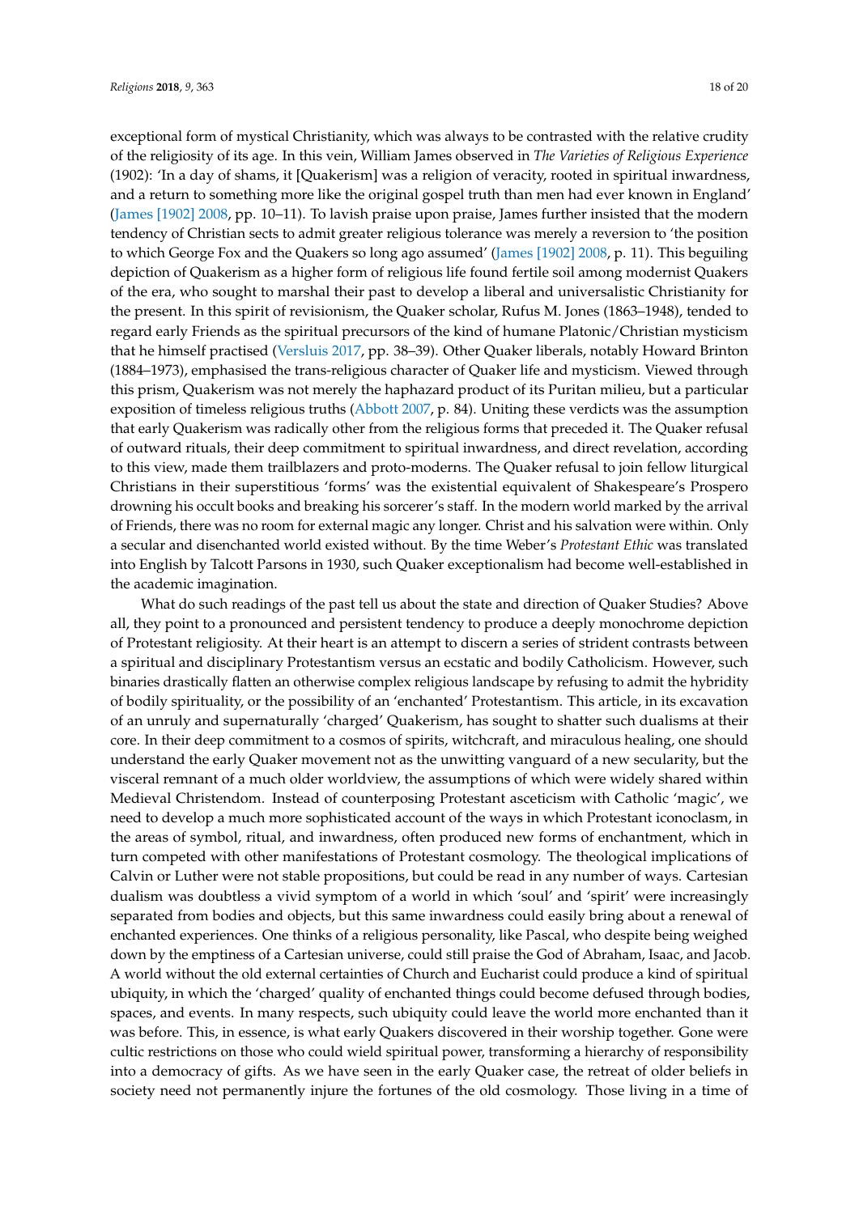exceptional form of mystical Christianity, which was always to be contrasted with the relative crudity of the religiosity of its age. In this vein, William James observed in *The Varieties of Religious Experience* (1902): 'In a day of shams, it [Quakerism] was a religion of veracity, rooted in spiritual inwardness, and a return to something more like the original gospel truth than men had ever known in England' (James [1902] 2008, pp. 10–11). To lavish praise upon praise, James further insisted that the modern tendency of Christian sects to admit greater religious tolerance was merely a reversion to 'the position to which George Fox and the Quakers so long ago assumed' (James [1902] 2008, p. 11). This beguiling depiction of Quakerism as a higher form of religious life found fertile soil among modernist Quakers of the era, who sought to marshal their past to develop a liberal and universalistic Christianity for the present. In this spirit of revisionism, the Quaker scholar, Rufus M. Jones (1863–1948), tended to regard early Friends as the spiritual precursors of the kind of humane Platonic/Christian mysticism that he himself practised (Versluis 2017, pp. 38–39). Other Quaker liberals, notably Howard Brinton (1884–1973), emphasised the trans-religious character of Quaker life and mysticism. Viewed through this prism, Quakerism was not merely the haphazard product of its Puritan milieu, but a particular exposition of timeless religious truths (Abbott 2007, p. 84). Uniting these verdicts was the assumption that early Quakerism was radically other from the religious forms that preceded it. The Quaker refusal of outward rituals, their deep commitment to spiritual inwardness, and direct revelation, according to this view, made them trailblazers and proto-moderns. The Quaker refusal to join fellow liturgical Christians in their superstitious 'forms' was the existential equivalent of Shakespeare's Prospero drowning his occult books and breaking his sorcerer's staff. In the modern world marked by the arrival of Friends, there was no room for external magic any longer. Christ and his salvation were within. Only a secular and disenchanted world existed without. By the time Weber's *Protestant Ethic* was translated into English by Talcott Parsons in 1930, such Quaker exceptionalism had become well-established in the academic imagination.

What do such readings of the past tell us about the state and direction of Quaker Studies? Above all, they point to a pronounced and persistent tendency to produce a deeply monochrome depiction of Protestant religiosity. At their heart is an attempt to discern a series of strident contrasts between a spiritual and disciplinary Protestantism versus an ecstatic and bodily Catholicism. However, such binaries drastically flatten an otherwise complex religious landscape by refusing to admit the hybridity of bodily spirituality, or the possibility of an 'enchanted' Protestantism. This article, in its excavation of an unruly and supernaturally 'charged' Quakerism, has sought to shatter such dualisms at their core. In their deep commitment to a cosmos of spirits, witchcraft, and miraculous healing, one should understand the early Quaker movement not as the unwitting vanguard of a new secularity, but the visceral remnant of a much older worldview, the assumptions of which were widely shared within Medieval Christendom. Instead of counterposing Protestant asceticism with Catholic 'magic', we need to develop a much more sophisticated account of the ways in which Protestant iconoclasm, in the areas of symbol, ritual, and inwardness, often produced new forms of enchantment, which in turn competed with other manifestations of Protestant cosmology. The theological implications of Calvin or Luther were not stable propositions, but could be read in any number of ways. Cartesian dualism was doubtless a vivid symptom of a world in which 'soul' and 'spirit' were increasingly separated from bodies and objects, but this same inwardness could easily bring about a renewal of enchanted experiences. One thinks of a religious personality, like Pascal, who despite being weighed down by the emptiness of a Cartesian universe, could still praise the God of Abraham, Isaac, and Jacob. A world without the old external certainties of Church and Eucharist could produce a kind of spiritual ubiquity, in which the 'charged' quality of enchanted things could become defused through bodies, spaces, and events. In many respects, such ubiquity could leave the world more enchanted than it was before. This, in essence, is what early Quakers discovered in their worship together. Gone were cultic restrictions on those who could wield spiritual power, transforming a hierarchy of responsibility into a democracy of gifts. As we have seen in the early Quaker case, the retreat of older beliefs in society need not permanently injure the fortunes of the old cosmology. Those living in a time of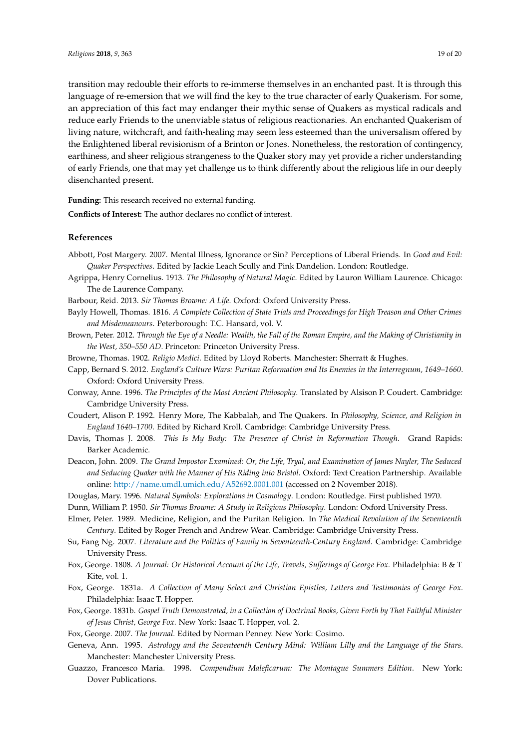transition may redouble their efforts to re-immerse themselves in an enchanted past. It is through this language of re-emersion that we will find the key to the true character of early Quakerism. For some, an appreciation of this fact may endanger their mythic sense of Quakers as mystical radicals and reduce early Friends to the unenviable status of religious reactionaries. An enchanted Quakerism of living nature, witchcraft, and faith-healing may seem less esteemed than the universalism offered by the Enlightened liberal revisionism of a Brinton or Jones. Nonetheless, the restoration of contingency, earthiness, and sheer religious strangeness to the Quaker story may yet provide a richer understanding of early Friends, one that may yet challenge us to think differently about the religious life in our deeply disenchanted present.

**Funding:** This research received no external funding.

**Conflicts of Interest:** The author declares no conflict of interest.

## References

Abbott, Post Margery. 2007. Mental Illness, Ignorance or Sin? Perceptions of Liberal Friends. In *Good and Evil: Quaker Perspectives*. Edited by Jackie Leach Scully and Pink Dandelion. London: Routledge.

Agrippa, Henry Cornelius. 1913. *The Philosophy of Natural Magic*. Edited by Lauron William Laurence. Chicago: The de Laurence Company.

Barbour, Reid. 2013. *Sir Thomas Browne: A Life*. Oxford: Oxford University Press.

Bayly Howell, Thomas. 1816. *A Complete Collection of State Trials and Proceedings for High Treason and Other Crimes and Misdemeanours*. Peterborough: T.C. Hansard, vol. V.

Brown, Peter. 2012. *Through the Eye of a Needle: Wealth, the Fall of the Roman Empire, and the Making of Christianity in the West, 350–550 AD*. Princeton: Princeton University Press.

Browne, Thomas. 1902. *Religio Medici*. Edited by Lloyd Roberts. Manchester: Sherratt & Hughes.

Capp, Bernard S. 2012. *England's Culture Wars: Puritan Reformation and Its Enemies in the Interregnum, 1649–1660*. Oxford: Oxford University Press.

Conway, Anne. 1996. *The Principles of the Most Ancient Philosophy*. Translated by Alsison P. Coudert. Cambridge: Cambridge University Press.

Coudert, Alison P. 1992. Henry More, The Kabbalah, and The Quakers. In *Philosophy, Science, and Religion in England 1640–1700*. Edited by Richard Kroll. Cambridge: Cambridge University Press.

Davis, Thomas J. 2008. *This Is My Body: The Presence of Christ in Reformation Though*. Grand Rapids: Barker Academic.

Deacon, John. 2009. *The Grand Impostor Examined: Or, the Life, Tryal, and Examination of James Nayler, The Seduced and Seducing Quaker with the Manner of His Riding into Bristol*. Oxford: Text Creation Partnership. Available online: http://name.umdl.umich.edu/A52692.0001.001 (accessed on 2 November 2018).

Douglas, Mary. 1996. *Natural Symbols: Explorations in Cosmology*. London: Routledge. First published 1970.

Dunn, William P. 1950. *Sir Thomas Browne: A Study in Religious Philosophy*. London: Oxford University Press.

Elmer, Peter. 1989. Medicine, Religion, and the Puritan Religion. In *The Medical Revolution of the Seventeenth Century*. Edited by Roger French and Andrew Wear. Cambridge: Cambridge University Press.

Su, Fang Ng. 2007. *Literature and the Politics of Family in Seventeenth-Century England*. Cambridge: Cambridge University Press.

Fox, George. 1808. *A Journal: Or Historical Account of the Life, Travels, Sufferings of George Fox*. Philadelphia: B & T Kite, vol. 1.

Fox, George. 1831a. *A Collection of Many Select and Christian Epistles, Letters and Testimonies of George Fox*. Philadelphia: Isaac T. Hopper.

Fox, George. 1831b. *Gospel Truth Demonstrated, in a Collection of Doctrinal Books, Given Forth by That Faithful Minister of Jesus Christ, George Fox*. New York: Isaac T. Hopper, vol. 2.

Fox, George. 2007. *The Journal*. Edited by Norman Penney. New York: Cosimo.

Geneva, Ann. 1995. *Astrology and the Seventeenth Century Mind: William Lilly and the Language of the Stars*. Manchester: Manchester University Press.

Guazzo, Francesco Maria. 1998. *Compendium Maleficarum: The Montague Summers Edition*. New York: Dover Publications.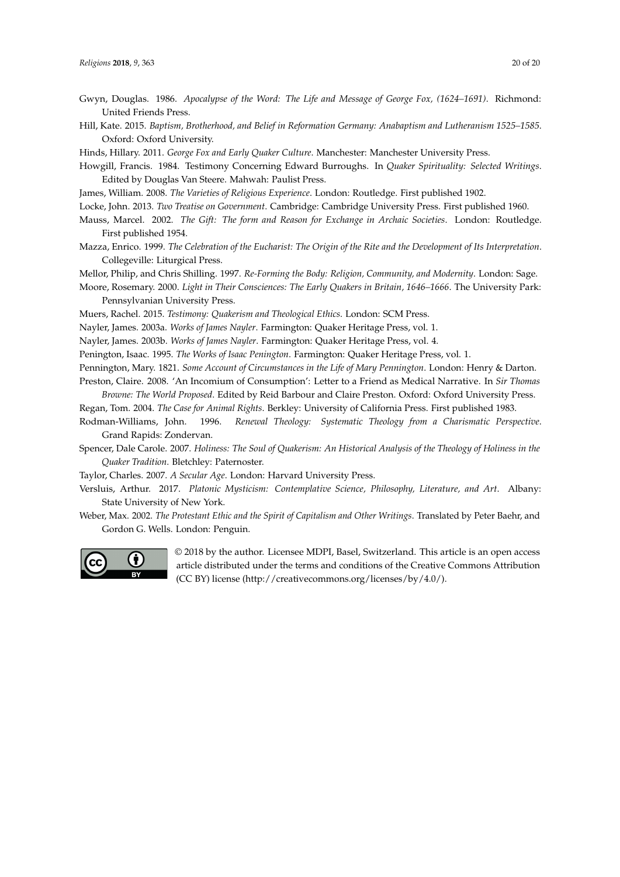Gwyn, Douglas. 1986. *Apocalypse of the Word: The Life and Message of George Fox, (1624–1691)*. Richmond: United Friends Press.

Hill, Kate. 2015. *Baptism, Brotherhood, and Belief in Reformation Germany: Anabaptism and Lutheranism 1525–1585*. Oxford: Oxford University.

Hinds, Hillary. 2011. *George Fox and Early Quaker Culture*. Manchester: Manchester University Press.

Howgill, Francis. 1984. Testimony Concerning Edward Burroughs. In *Quaker Spirituality: Selected Writings*. Edited by Douglas Van Steere. Mahwah: Paulist Press.

James, William. 2008. *The Varieties of Religious Experience*. London: Routledge. First published 1902.

Locke, John. 2013. *Two Treatise on Government*. Cambridge: Cambridge University Press. First published 1960.

Mauss, Marcel. 2002. *The Gift: The form and Reason for Exchange in Archaic Societies*. London: Routledge. First published 1954.

Mazza, Enrico. 1999. *The Celebration of the Eucharist: The Origin of the Rite and the Development of Its Interpretation*. Collegeville: Liturgical Press.

Mellor, Philip, and Chris Shilling. 1997. *Re-Forming the Body: Religion, Community, and Modernity*. London: Sage.

Moore, Rosemary. 2000. *Light in Their Consciences: The Early Quakers in Britain, 1646–1666*. The University Park: Pennsylvanian University Press.

Muers, Rachel. 2015. *Testimony: Quakerism and Theological Ethics*. London: SCM Press.

Nayler, James. 2003a. *Works of James Nayler*. Farmington: Quaker Heritage Press, vol. 1.

Nayler, James. 2003b. *Works of James Nayler*. Farmington: Quaker Heritage Press, vol. 4.

Penington, Isaac. 1995. *The Works of Isaac Penington*. Farmington: Quaker Heritage Press, vol. 1.

Pennington, Mary. 1821. *Some Account of Circumstances in the Life of Mary Pennington*. London: Henry & Darton.

Preston, Claire. 2008. 'An Incomium of Consumption': Letter to a Friend as Medical Narrative. In *Sir Thomas Browne: The World Proposed*. Edited by Reid Barbour and Claire Preston. Oxford: Oxford University Press.

Regan, Tom. 2004. *The Case for Animal Rights*. Berkley: University of California Press. First published 1983.

Rodman-Williams, John. 1996. *Renewal Theology: Systematic Theology from a Charismatic Perspective*. Grand Rapids: Zondervan.

Spencer, Dale Carole. 2007. *Holiness: The Soul of Quakerism: An Historical Analysis of the Theology of Holiness in the Quaker Tradition*. Bletchley: Paternoster.

Taylor, Charles. 2007. *A Secular Age*. London: Harvard University Press.

Versluis, Arthur. 2017. *Platonic Mysticism: Contemplative Science, Philosophy, Literature, and Art*. Albany: State University of New York.

Weber, Max. 2002. *The Protestant Ethic and the Spirit of Capitalism and Other Writings*. Translated by Peter Baehr, and Gordon G. Wells. London: Penguin.

© 2018 by the author. Licensee MDPI, Basel, Switzerland. This article is an open access article distributed under the terms and conditions of the Creative Commons Attribution (CC BY) license (http://creativecommons.org/licenses/by/4.0/).